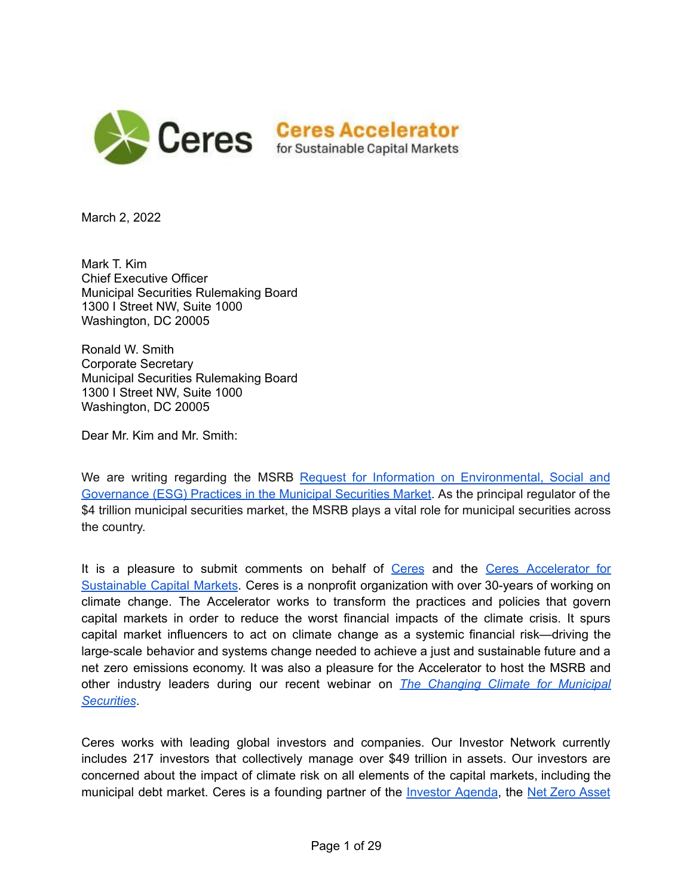Ceres | Ceres Accelerator for Sustainable Capital Markets

March 2, 2022

Mark T. Kim
Chief Executive Officer
Municipal Securities Rulemaking Board
1300 I Street NW, Suite 1000
Washington, DC 20005

Ronald W. Smith
Corporate Secretary
Municipal Securities Rulemaking Board
1300 I Street NW, Suite 1000
Washington, DC 20005

Dear Mr. Kim and Mr. Smith:

We are writing regarding the MSRB Request for Information on Environmental, Social and Governance (ESG) Practices in the Municipal Securities Market. As the principal regulator of the $4 trillion municipal securities market, the MSRB plays a vital role for municipal securities across the country.

It is a pleasure to submit comments on behalf of Ceres and the Ceres Accelerator for Sustainable Capital Markets. Ceres is a nonprofit organization with over 30-years of working on climate change. The Accelerator works to transform the practices and policies that govern capital markets in order to reduce the worst financial impacts of the climate crisis. It spurs capital market influencers to act on climate change as a systemic financial risk—driving the large-scale behavior and systems change needed to achieve a just and sustainable future and a net zero emissions economy. It was also a pleasure for the Accelerator to host the MSRB and other industry leaders during our recent webinar on *The Changing Climate for Municipal Securities*.

Ceres works with leading global investors and companies. Our Investor Network currently includes 217 investors that collectively manage over $49 trillion in assets. Our investors are concerned about the impact of climate risk on all elements of the capital markets, including the municipal debt market. Ceres is a founding partner of the Investor Agenda, the Net Zero Asset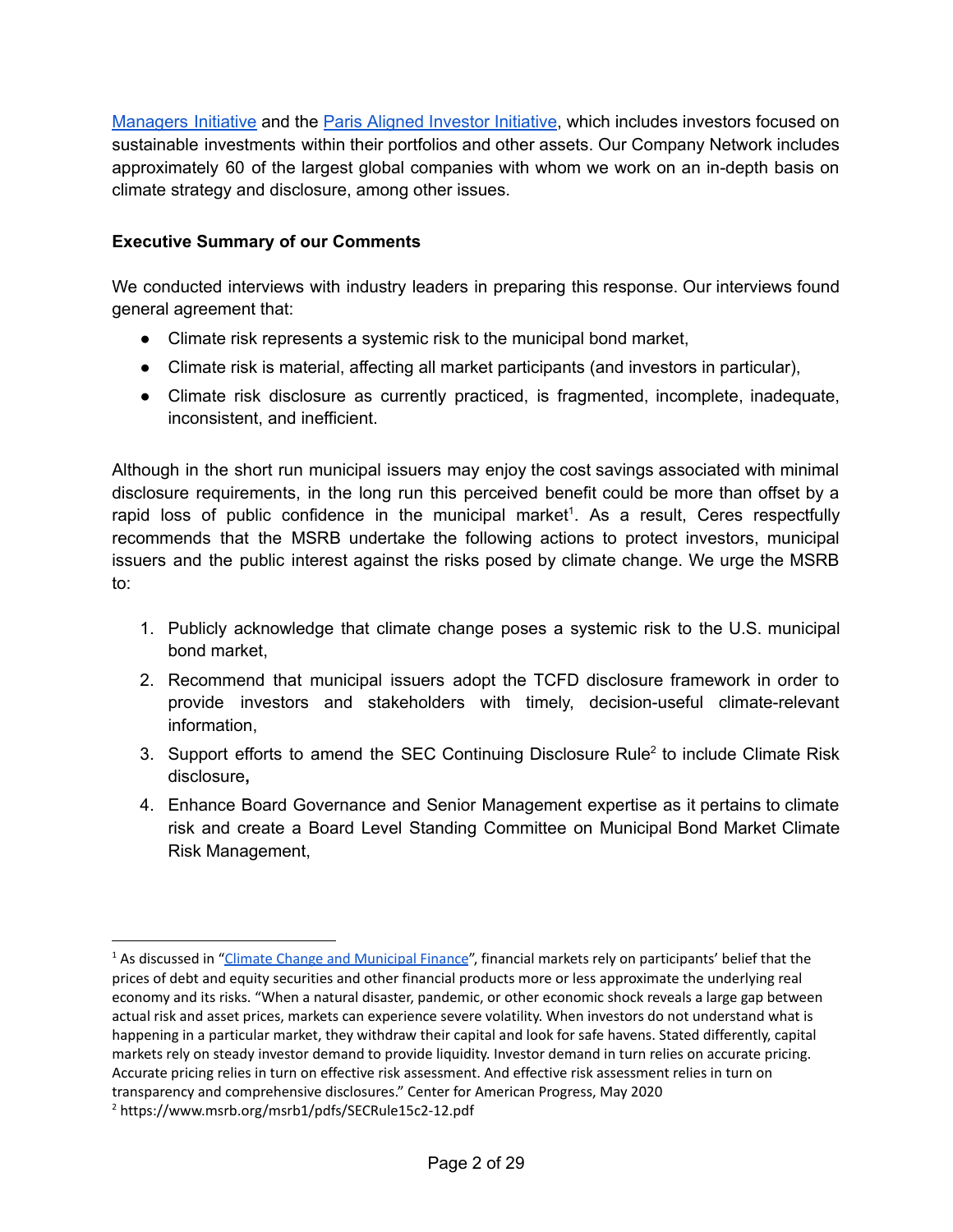Managers Initiative and the Paris Aligned Investor Initiative, which includes investors focused on sustainable investments within their portfolios and other assets. Our Company Network includes approximately 60 of the largest global companies with whom we work on an in-depth basis on climate strategy and disclosure, among other issues.

**Executive Summary of our Comments**

We conducted interviews with industry leaders in preparing this response. Our interviews found general agreement that:

- Climate risk represents a systemic risk to the municipal bond market,
- Climate risk is material, affecting all market participants (and investors in particular),
- Climate risk disclosure as currently practiced, is fragmented, incomplete, inadequate, inconsistent, and inefficient.

Although in the short run municipal issuers may enjoy the cost savings associated with minimal disclosure requirements, in the long run this perceived benefit could be more than offset by a rapid loss of public confidence in the municipal market[1]. As a result, Ceres respectfully recommends that the MSRB undertake the following actions to protect investors, municipal issuers and the public interest against the risks posed by climate change. We urge the MSRB to:

1. Publicly acknowledge that climate change poses a systemic risk to the U.S. municipal bond market,
2. Recommend that municipal issuers adopt the TCFD disclosure framework in order to provide investors and stakeholders with timely, decision-useful climate-relevant information,
3. Support efforts to amend the SEC Continuing Disclosure Rule[2] to include Climate Risk disclosure**,**
4. Enhance Board Governance and Senior Management expertise as it pertains to climate risk and create a Board Level Standing Committee on Municipal Bond Market Climate Risk Management,

---

[1] As discussed in "Climate Change and Municipal Finance", financial markets rely on participants' belief that the prices of debt and equity securities and other financial products more or less approximate the underlying real economy and its risks. "When a natural disaster, pandemic, or other economic shock reveals a large gap between actual risk and asset prices, markets can experience severe volatility. When investors do not understand what is happening in a particular market, they withdraw their capital and look for safe havens. Stated differently, capital markets rely on steady investor demand to provide liquidity. Investor demand in turn relies on accurate pricing. Accurate pricing relies in turn on effective risk assessment. And effective risk assessment relies in turn on transparency and comprehensive disclosures." Center for American Progress, May 2020

[2] https://www.msrb.org/msrb1/pdfs/SECRule15c2-12.pdf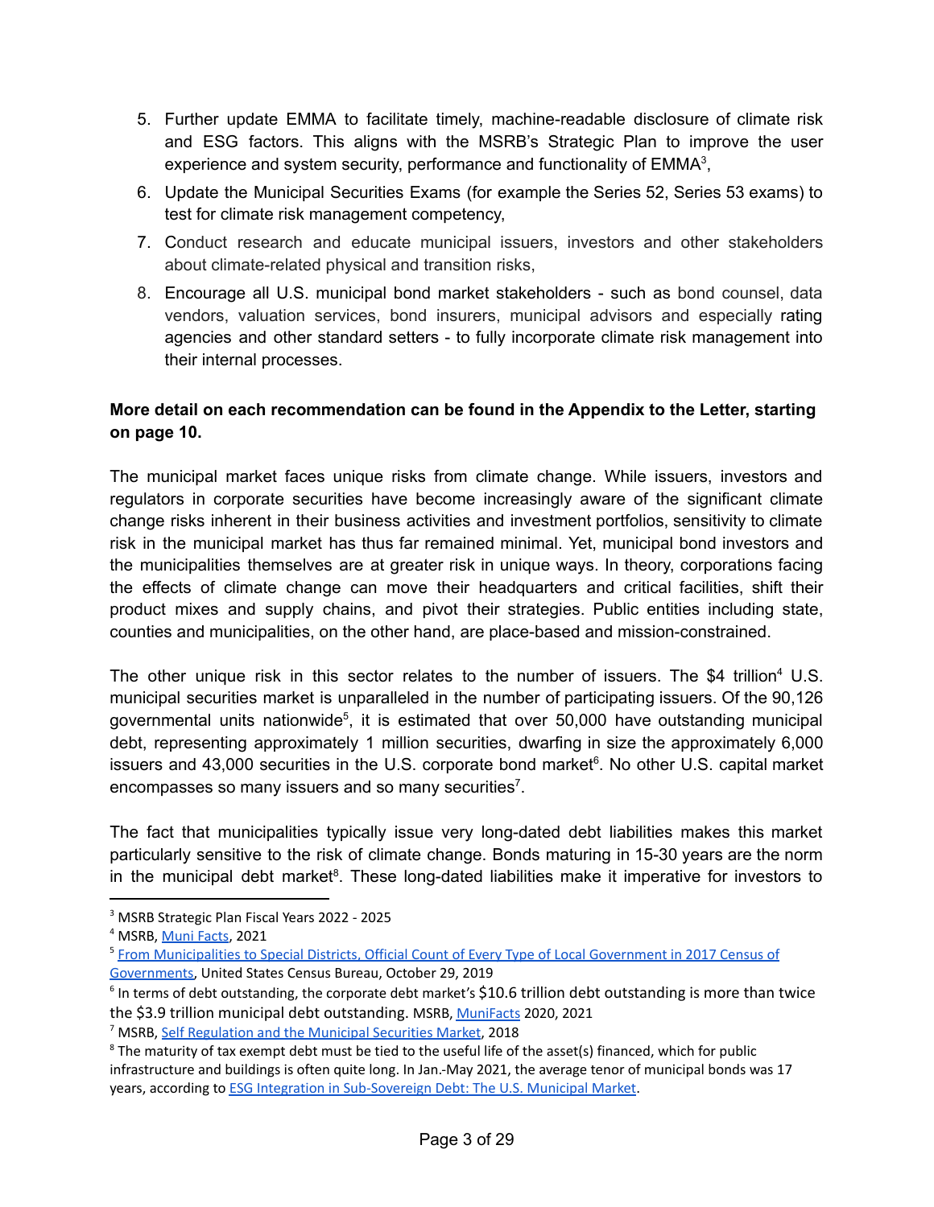5. Further update EMMA to facilitate timely, machine-readable disclosure of climate risk and ESG factors. This aligns with the MSRB's Strategic Plan to improve the user experience and system security, performance and functionality of EMMA[3],
6. Update the Municipal Securities Exams (for example the Series 52, Series 53 exams) to test for climate risk management competency,
7. Conduct research and educate municipal issuers, investors and other stakeholders about climate-related physical and transition risks,
8. Encourage all U.S. municipal bond market stakeholders - such as bond counsel, data vendors, valuation services, bond insurers, municipal advisors and especially rating agencies and other standard setters - to fully incorporate climate risk management into their internal processes.

**More detail on each recommendation can be found in the Appendix to the Letter, starting on page 10.**

The municipal market faces unique risks from climate change. While issuers, investors and regulators in corporate securities have become increasingly aware of the significant climate change risks inherent in their business activities and investment portfolios, sensitivity to climate risk in the municipal market has thus far remained minimal. Yet, municipal bond investors and the municipalities themselves are at greater risk in unique ways. In theory, corporations facing the effects of climate change can move their headquarters and critical facilities, shift their product mixes and supply chains, and pivot their strategies. Public entities including state, counties and municipalities, on the other hand, are place-based and mission-constrained.

The other unique risk in this sector relates to the number of issuers. The $4 trillion[4] U.S. municipal securities market is unparalleled in the number of participating issuers. Of the 90,126 governmental units nationwide[5], it is estimated that over 50,000 have outstanding municipal debt, representing approximately 1 million securities, dwarfing in size the approximately 6,000 issuers and 43,000 securities in the U.S. corporate bond market[6]. No other U.S. capital market encompasses so many issuers and so many securities[7].

The fact that municipalities typically issue very long-dated debt liabilities makes this market particularly sensitive to the risk of climate change. Bonds maturing in 15-30 years are the norm in the municipal debt market[8]. These long-dated liabilities make it imperative for investors to

---

[3] MSRB Strategic Plan Fiscal Years 2022 - 2025

[4] MSRB, Muni Facts, 2021

[5] From Municipalities to Special Districts, Official Count of Every Type of Local Government in 2017 Census of Governments, United States Census Bureau, October 29, 2019

[6] In terms of debt outstanding, the corporate debt market's $10.6 trillion debt outstanding is more than twice the $3.9 trillion municipal debt outstanding. MSRB, MuniFacts 2020, 2021

[7] MSRB, Self Regulation and the Municipal Securities Market, 2018

[8] The maturity of tax exempt debt must be tied to the useful life of the asset(s) financed, which for public infrastructure and buildings is often quite long. In Jan.-May 2021, the average tenor of municipal bonds was 17 years, according to ESG Integration in Sub-Sovereign Debt: The U.S. Municipal Market.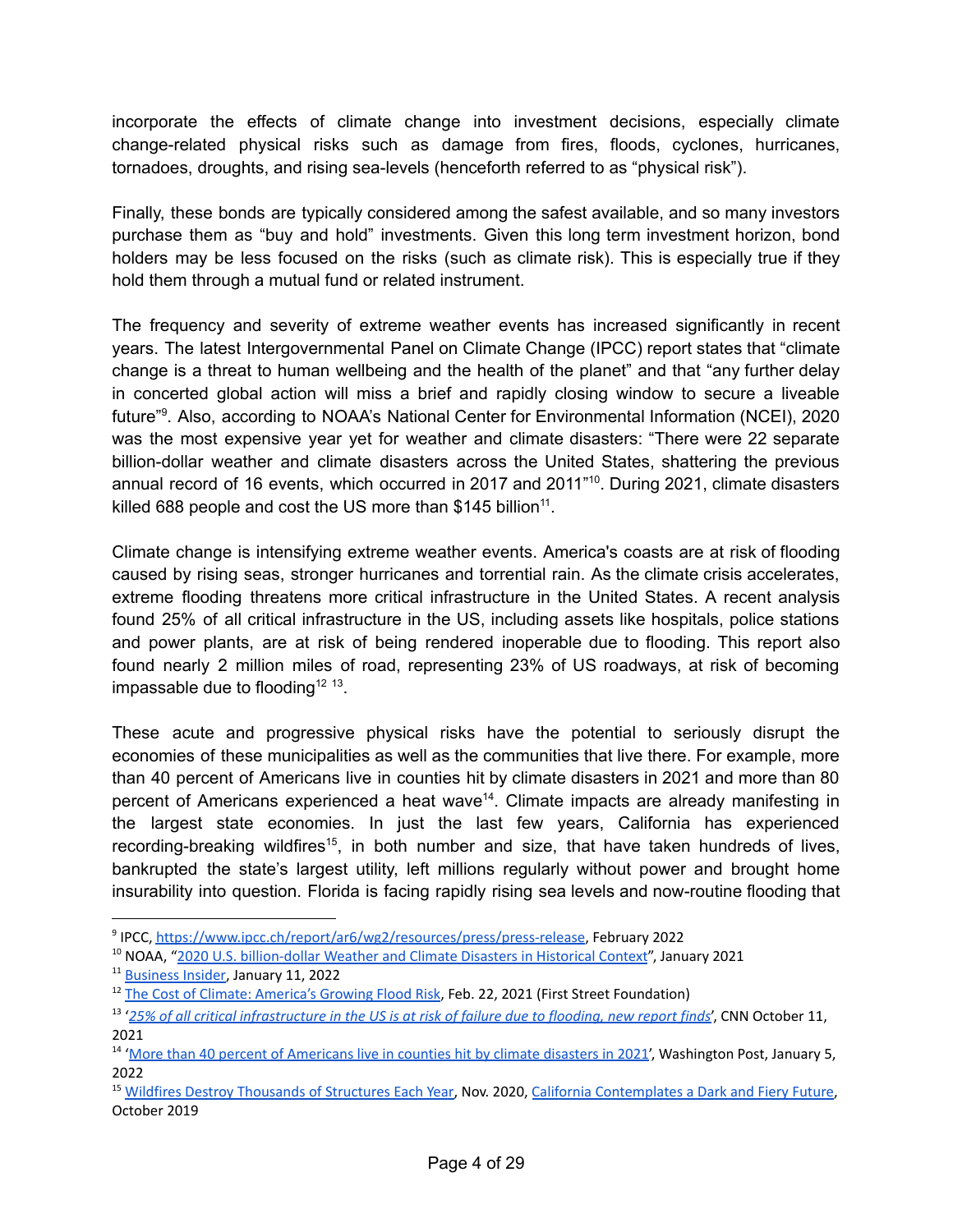incorporate the effects of climate change into investment decisions, especially climate change-related physical risks such as damage from fires, floods, cyclones, hurricanes, tornadoes, droughts, and rising sea-levels (henceforth referred to as "physical risk").

Finally, these bonds are typically considered among the safest available, and so many investors purchase them as "buy and hold" investments. Given this long term investment horizon, bond holders may be less focused on the risks (such as climate risk). This is especially true if they hold them through a mutual fund or related instrument.

The frequency and severity of extreme weather events has increased significantly in recent years. The latest Intergovernmental Panel on Climate Change (IPCC) report states that "climate change is a threat to human wellbeing and the health of the planet" and that "any further delay in concerted global action will miss a brief and rapidly closing window to secure a liveable future"[9]. Also, according to NOAA's National Center for Environmental Information (NCEI), 2020 was the most expensive year yet for weather and climate disasters: "There were 22 separate billion-dollar weather and climate disasters across the United States, shattering the previous annual record of 16 events, which occurred in 2017 and 2011"[10]. During 2021, climate disasters killed 688 people and cost the US more than $145 billion[11].

Climate change is intensifying extreme weather events. America's coasts are at risk of flooding caused by rising seas, stronger hurricanes and torrential rain. As the climate crisis accelerates, extreme flooding threatens more critical infrastructure in the United States. A recent analysis found 25% of all critical infrastructure in the US, including assets like hospitals, police stations and power plants, are at risk of being rendered inoperable due to flooding. This report also found nearly 2 million miles of road, representing 23% of US roadways, at risk of becoming impassable due to flooding[12] [13].

These acute and progressive physical risks have the potential to seriously disrupt the economies of these municipalities as well as the communities that live there. For example, more than 40 percent of Americans live in counties hit by climate disasters in 2021 and more than 80 percent of Americans experienced a heat wave[14]. Climate impacts are already manifesting in the largest state economies. In just the last few years, California has experienced recording-breaking wildfires[15], in both number and size, that have taken hundreds of lives, bankrupted the state's largest utility, left millions regularly without power and brought home insurability into question. Florida is facing rapidly rising sea levels and now-routine flooding that

---

[9] IPCC, https://www.ipcc.ch/report/ar6/wg2/resources/press/press-release, February 2022

[10] NOAA, "2020 U.S. billion-dollar Weather and Climate Disasters in Historical Context", January 2021

[11] Business Insider, January 11, 2022

[12] The Cost of Climate: America's Growing Flood Risk, Feb. 22, 2021 (First Street Foundation)

[13] '*25% of all critical infrastructure in the US is at risk of failure due to flooding, new report finds*', CNN October 11, 2021

[14] 'More than 40 percent of Americans live in counties hit by climate disasters in 2021', Washington Post, January 5, 2022

[15] Wildfires Destroy Thousands of Structures Each Year, Nov. 2020, California Contemplates a Dark and Fiery Future, October 2019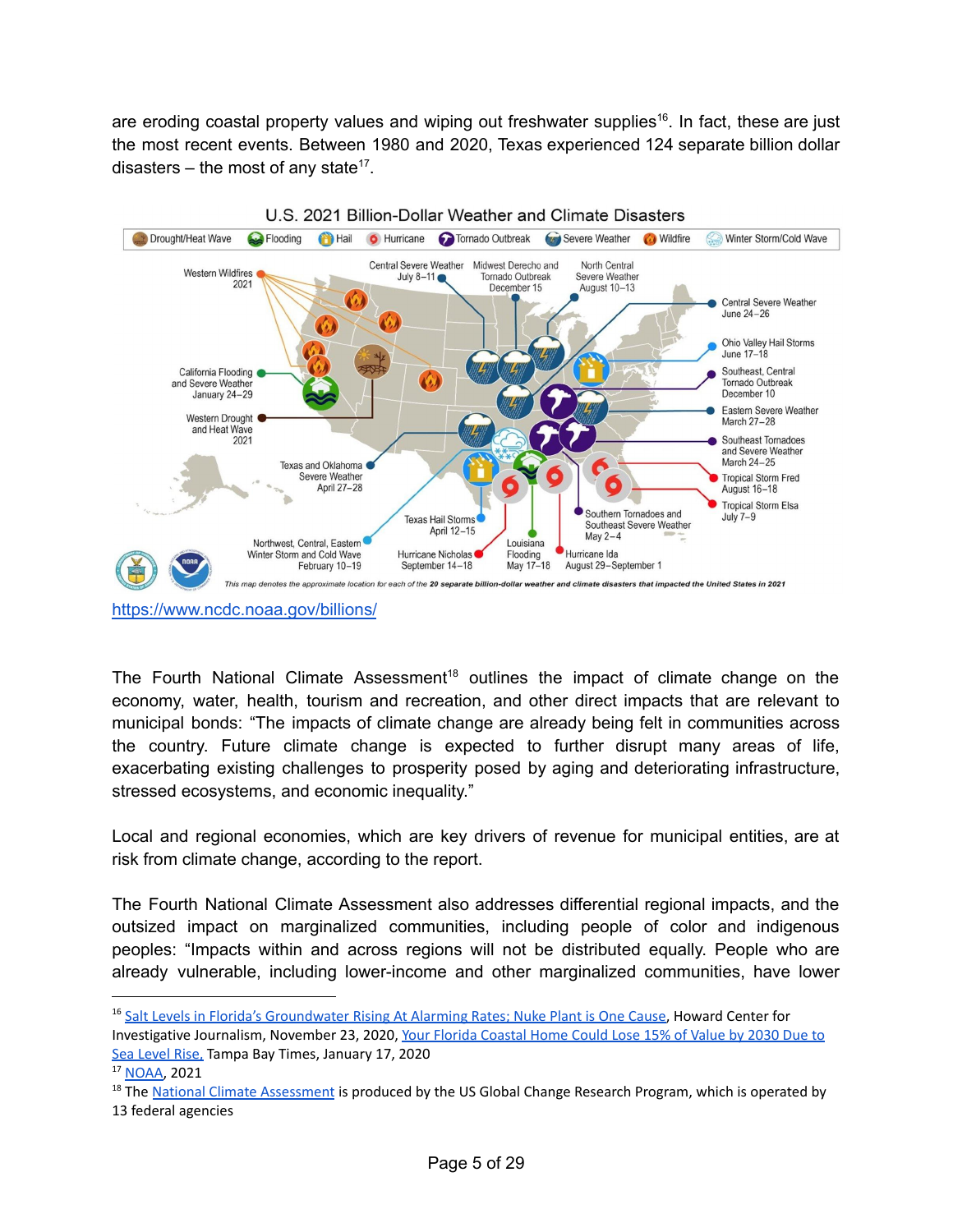are eroding coastal property values and wiping out freshwater supplies[16]. In fact, these are just the most recent events. Between 1980 and 2020, Texas experienced 124 separate billion dollar disasters – the most of any state[17].

U.S. 2021 Billion-Dollar Weather and Climate Disasters

Drought/Heat Wave | Flooding | Hail | Hurricane | Tornado Outbreak | Severe Weather | Wildfire | Winter Storm/Cold Wave

Western Wildfires 2021

Central Severe Weather July 8–11

Midwest Derecho and Tornado Outbreak December 15

North Central Severe Weather August 10–13

Central Severe Weather June 24–26

Ohio Valley Hail Storms June 17–18

Southeast, Central Tornado Outbreak December 10

Eastern Severe Weather March 27–28

Southeast Tornadoes and Severe Weather March 24–25

Tropical Storm Fred August 16–18

Tropical Storm Elsa July 7–9

California Flooding and Severe Weather January 24–29

Western Drought and Heat Wave 2021

Texas and Oklahoma Severe Weather April 27–28

Texas Hail Storms April 12–15

Southern Tornadoes and Southeast Severe Weather May 2–4

Northwest, Central, Eastern Winter Storm and Cold Wave February 10–19

Hurricane Nicholas September 14–18

Louisiana Flooding May 17–18

Hurricane Ida August 29–September 1

This map denotes the approximate location for each of the 20 separate billion-dollar weather and climate disasters that impacted the United States in 2021

https://www.ncdc.noaa.gov/billions/

The Fourth National Climate Assessment[18] outlines the impact of climate change on the economy, water, health, tourism and recreation, and other direct impacts that are relevant to municipal bonds: "The impacts of climate change are already being felt in communities across the country. Future climate change is expected to further disrupt many areas of life, exacerbating existing challenges to prosperity posed by aging and deteriorating infrastructure, stressed ecosystems, and economic inequality."

Local and regional economies, which are key drivers of revenue for municipal entities, are at risk from climate change, according to the report.

The Fourth National Climate Assessment also addresses differential regional impacts, and the outsized impact on marginalized communities, including people of color and indigenous peoples: "Impacts within and across regions will not be distributed equally. People who are already vulnerable, including lower-income and other marginalized communities, have lower

---

[16] Salt Levels in Florida's Groundwater Rising At Alarming Rates; Nuke Plant is One Cause, Howard Center for Investigative Journalism, November 23, 2020, Your Florida Coastal Home Could Lose 15% of Value by 2030 Due to Sea Level Rise, Tampa Bay Times, January 17, 2020

[17] NOAA, 2021

[18] The National Climate Assessment is produced by the US Global Change Research Program, which is operated by 13 federal agencies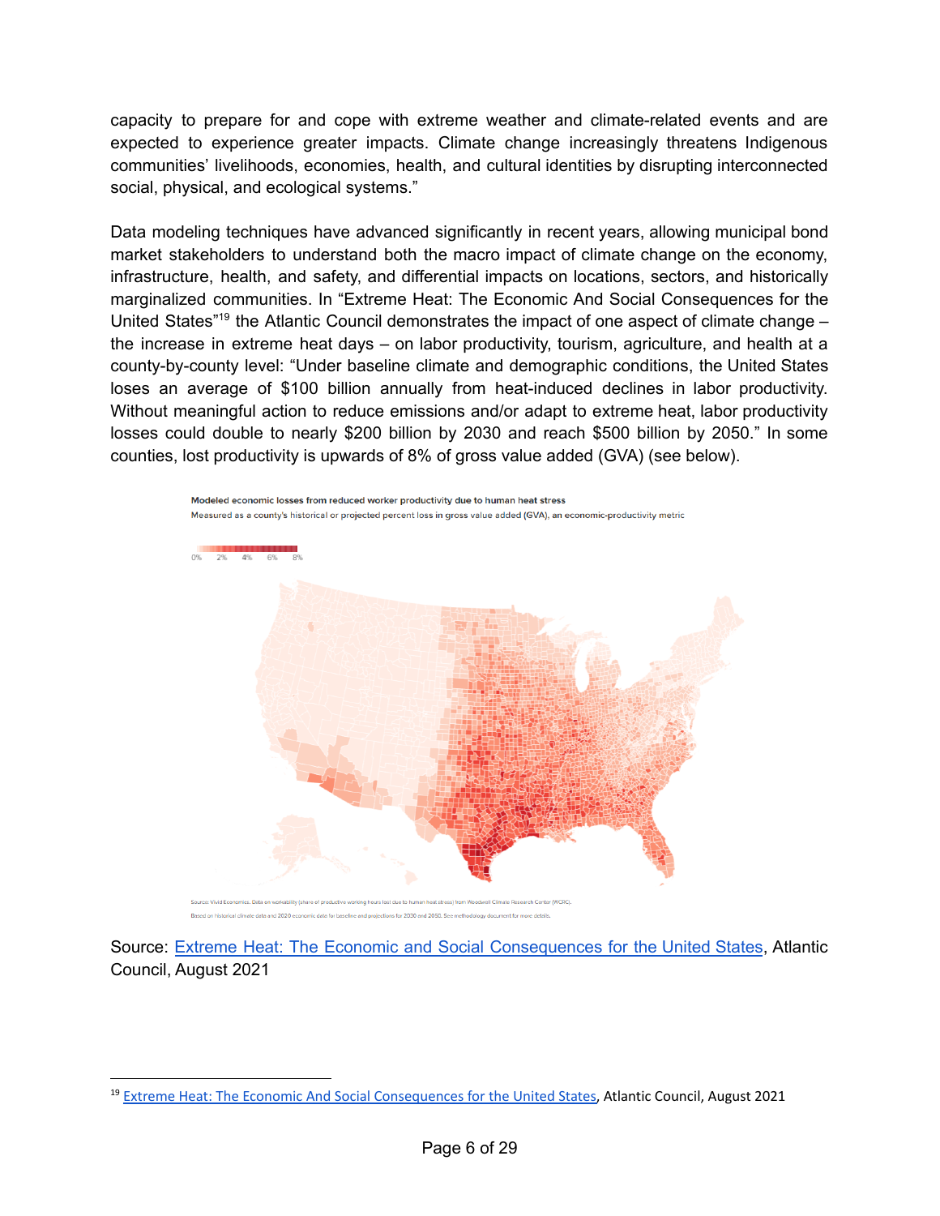capacity to prepare for and cope with extreme weather and climate-related events and are expected to experience greater impacts. Climate change increasingly threatens Indigenous communities' livelihoods, economies, health, and cultural identities by disrupting interconnected social, physical, and ecological systems."

Data modeling techniques have advanced significantly in recent years, allowing municipal bond market stakeholders to understand both the macro impact of climate change on the economy, infrastructure, health, and safety, and differential impacts on locations, sectors, and historically marginalized communities. In "Extreme Heat: The Economic And Social Consequences for the United States"[19] the Atlantic Council demonstrates the impact of one aspect of climate change – the increase in extreme heat days – on labor productivity, tourism, agriculture, and health at a county-by-county level: "Under baseline climate and demographic conditions, the United States loses an average of $100 billion annually from heat-induced declines in labor productivity. Without meaningful action to reduce emissions and/or adapt to extreme heat, labor productivity losses could double to nearly $200 billion by 2030 and reach $500 billion by 2050." In some counties, lost productivity is upwards of 8% of gross value added (GVA) (see below).

**Modeled economic losses from reduced worker productivity due to human heat stress**

Measured as a county's historical or projected percent loss in gross value added (GVA), an economic-productivity metric

0% 2% 4% 6% 8%

Source: Vivid Economics. Data on workability (share of productive working hours lost due to human heat stress) from Woodwell Climate Research Center (WCRC).
Based on historical climate data and 2020 economic data for baseline and projections for 2030 and 2050. See methodology document for more details.

Source: [Extreme Heat: The Economic and Social Consequences for the United States](), Atlantic Council, August 2021

---

[19] [Extreme Heat: The Economic And Social Consequences for the United States](), Atlantic Council, August 2021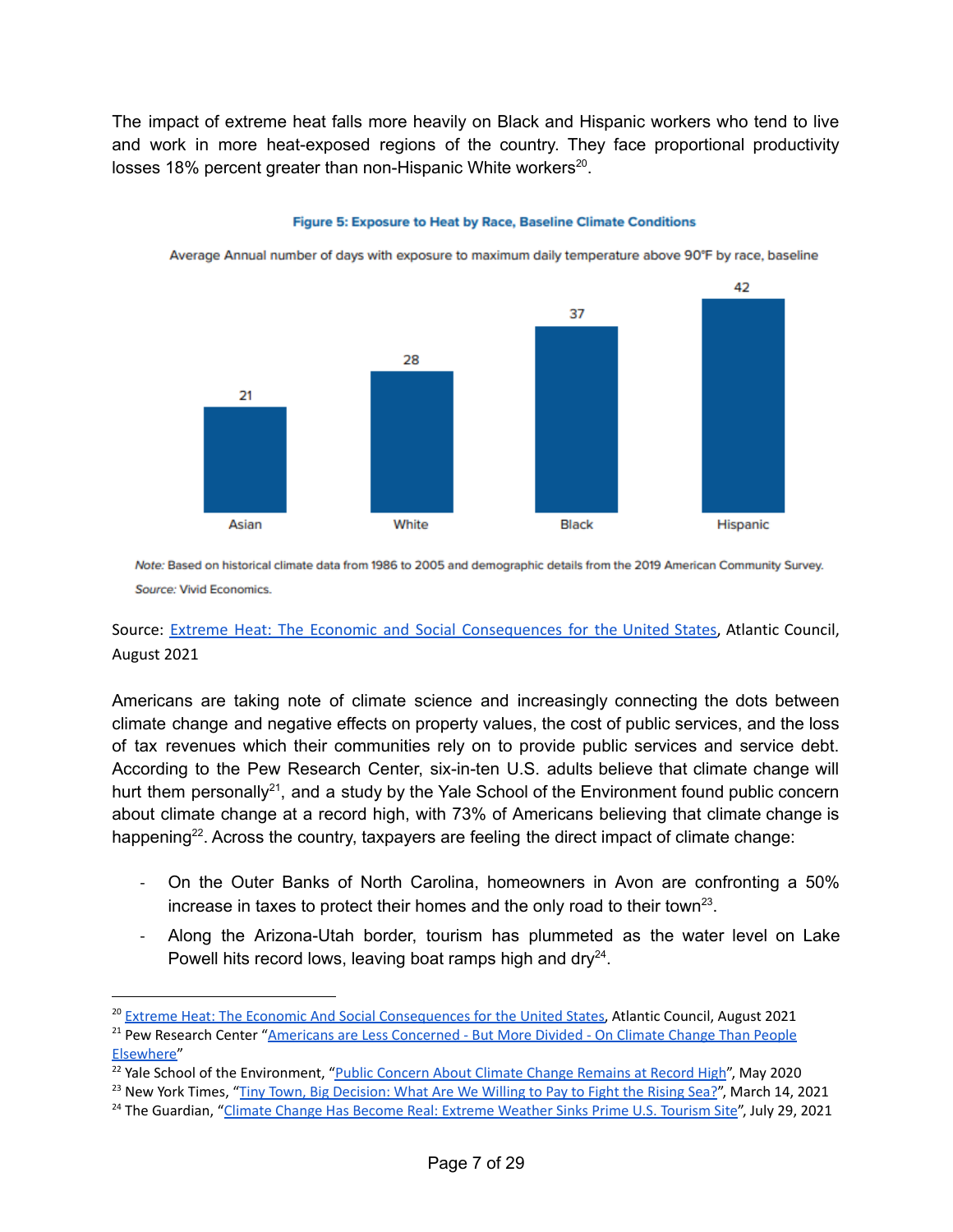The impact of extreme heat falls more heavily on Black and Hispanic workers who tend to live and work in more heat-exposed regions of the country. They face proportional productivity losses 18% percent greater than non-Hispanic White workers[20].

**Figure 5: Exposure to Heat by Race, Baseline Climate Conditions**

Average Annual number of days with exposure to maximum daily temperature above 90°F by race, baseline

| Race | Days |
|---|---|
| Asian | 21 |
| White | 28 |
| Black | 37 |
| Hispanic | 42 |

*Note:* Based on historical climate data from 1986 to 2005 and demographic details from the 2019 American Community Survey.

*Source:* Vivid Economics.

Source: [Extreme Heat: The Economic and Social Consequences for the United States](), Atlantic Council, August 2021

Americans are taking note of climate science and increasingly connecting the dots between climate change and negative effects on property values, the cost of public services, and the loss of tax revenues which their communities rely on to provide public services and service debt. According to the Pew Research Center, six-in-ten U.S. adults believe that climate change will hurt them personally[21], and a study by the Yale School of the Environment found public concern about climate change at a record high, with 73% of Americans believing that climate change is happening[22]. Across the country, taxpayers are feeling the direct impact of climate change:

- On the Outer Banks of North Carolina, homeowners in Avon are confronting a 50% increase in taxes to protect their homes and the only road to their town[23].
- Along the Arizona-Utah border, tourism has plummeted as the water level on Lake Powell hits record lows, leaving boat ramps high and dry[24].

---

[20] Extreme Heat: The Economic And Social Consequences for the United States, Atlantic Council, August 2021

[21] Pew Research Center "Americans are Less Concerned - But More Divided - On Climate Change Than People Elsewhere"

[22] Yale School of the Environment, "Public Concern About Climate Change Remains at Record High", May 2020

[23] New York Times, "Tiny Town, Big Decision: What Are We Willing to Pay to Fight the Rising Sea?", March 14, 2021

[24] The Guardian, "Climate Change Has Become Real: Extreme Weather Sinks Prime U.S. Tourism Site", July 29, 2021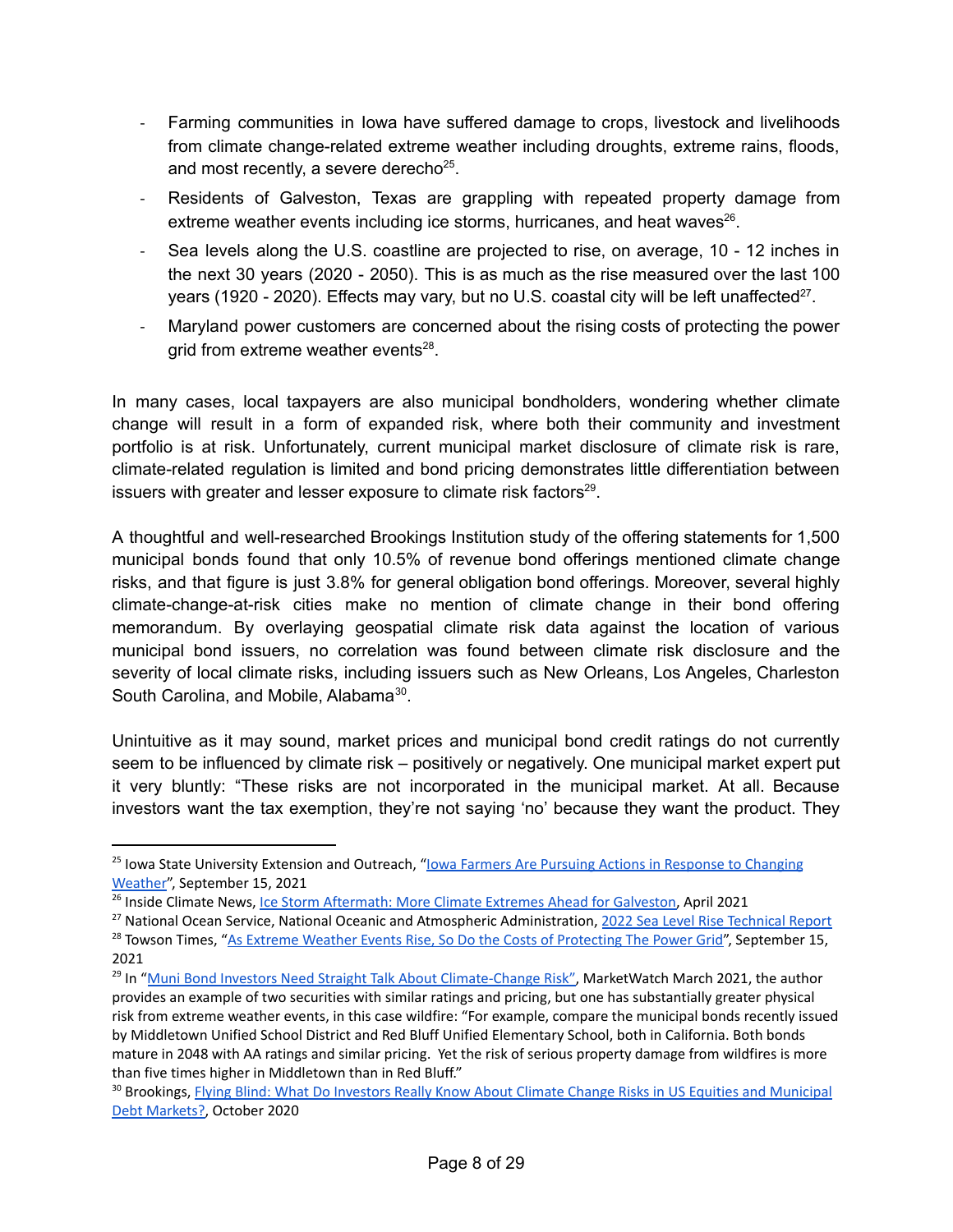- Farming communities in Iowa have suffered damage to crops, livestock and livelihoods from climate change-related extreme weather including droughts, extreme rains, floods, and most recently, a severe derecho[25].
- Residents of Galveston, Texas are grappling with repeated property damage from extreme weather events including ice storms, hurricanes, and heat waves[26].
- Sea levels along the U.S. coastline are projected to rise, on average, 10 - 12 inches in the next 30 years (2020 - 2050). This is as much as the rise measured over the last 100 years (1920 - 2020). Effects may vary, but no U.S. coastal city will be left unaffected[27].
- Maryland power customers are concerned about the rising costs of protecting the power grid from extreme weather events[28].

In many cases, local taxpayers are also municipal bondholders, wondering whether climate change will result in a form of expanded risk, where both their community and investment portfolio is at risk. Unfortunately, current municipal market disclosure of climate risk is rare, climate-related regulation is limited and bond pricing demonstrates little differentiation between issuers with greater and lesser exposure to climate risk factors[29].

A thoughtful and well-researched Brookings Institution study of the offering statements for 1,500 municipal bonds found that only 10.5% of revenue bond offerings mentioned climate change risks, and that figure is just 3.8% for general obligation bond offerings. Moreover, several highly climate-change-at-risk cities make no mention of climate change in their bond offering memorandum. By overlaying geospatial climate risk data against the location of various municipal bond issuers, no correlation was found between climate risk disclosure and the severity of local climate risks, including issuers such as New Orleans, Los Angeles, Charleston South Carolina, and Mobile, Alabama[30].

Unintuitive as it may sound, market prices and municipal bond credit ratings do not currently seem to be influenced by climate risk – positively or negatively. One municipal market expert put it very bluntly: "These risks are not incorporated in the municipal market. At all. Because investors want the tax exemption, they're not saying 'no' because they want the product. They

---

[25] Iowa State University Extension and Outreach, "Iowa Farmers Are Pursuing Actions in Response to Changing Weather", September 15, 2021

[26] Inside Climate News, Ice Storm Aftermath: More Climate Extremes Ahead for Galveston, April 2021

[27] National Ocean Service, National Oceanic and Atmospheric Administration, 2022 Sea Level Rise Technical Report

[28] Towson Times, "As Extreme Weather Events Rise, So Do the Costs of Protecting The Power Grid", September 15, 2021

[29] In "Muni Bond Investors Need Straight Talk About Climate-Change Risk", MarketWatch March 2021, the author provides an example of two securities with similar ratings and pricing, but one has substantially greater physical risk from extreme weather events, in this case wildfire: "For example, compare the municipal bonds recently issued by Middletown Unified School District and Red Bluff Unified Elementary School, both in California. Both bonds mature in 2048 with AA ratings and similar pricing. Yet the risk of serious property damage from wildfires is more than five times higher in Middletown than in Red Bluff."

[30] Brookings, Flying Blind: What Do Investors Really Know About Climate Change Risks in US Equities and Municipal Debt Markets?, October 2020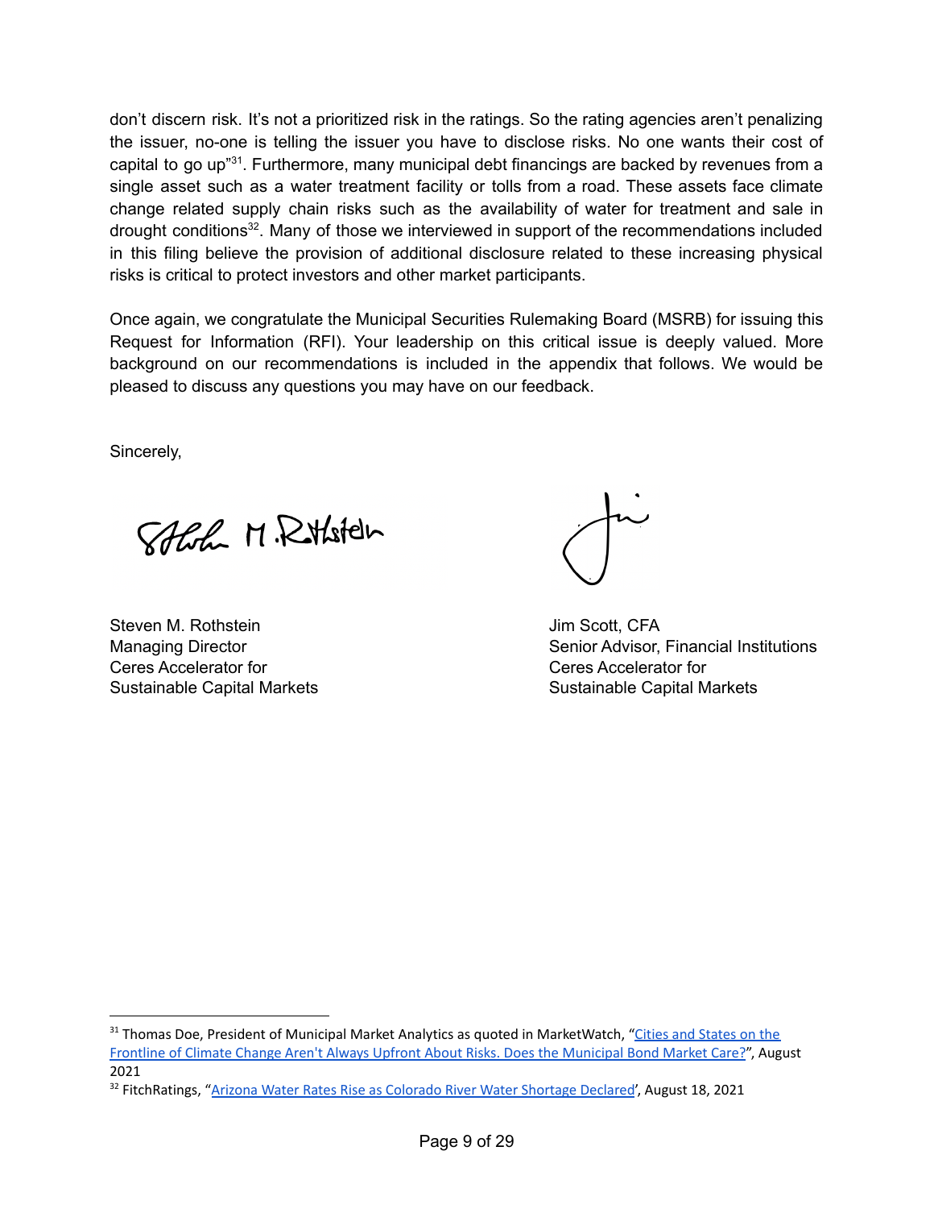don't discern risk. It's not a prioritized risk in the ratings. So the rating agencies aren't penalizing the issuer, no-one is telling the issuer you have to disclose risks. No one wants their cost of capital to go up"[31]. Furthermore, many municipal debt financings are backed by revenues from a single asset such as a water treatment facility or tolls from a road. These assets face climate change related supply chain risks such as the availability of water for treatment and sale in drought conditions[32]. Many of those we interviewed in support of the recommendations included in this filing believe the provision of additional disclosure related to these increasing physical risks is critical to protect investors and other market participants.

Once again, we congratulate the Municipal Securities Rulemaking Board (MSRB) for issuing this Request for Information (RFI). Your leadership on this critical issue is deeply valued. More background on our recommendations is included in the appendix that follows. We would be pleased to discuss any questions you may have on our feedback.

Sincerely,

| | |
|---|---|
| Steven M. Rothstein | Jim Scott, CFA |
| Managing Director | Senior Advisor, Financial Institutions |
| Ceres Accelerator for | Ceres Accelerator for |
| Sustainable Capital Markets | Sustainable Capital Markets |

---

[31] Thomas Doe, President of Municipal Market Analytics as quoted in MarketWatch, "Cities and States on the Frontline of Climate Change Aren't Always Upfront About Risks. Does the Municipal Bond Market Care?", August 2021

[32] FitchRatings, "Arizona Water Rates Rise as Colorado River Water Shortage Declared', August 18, 2021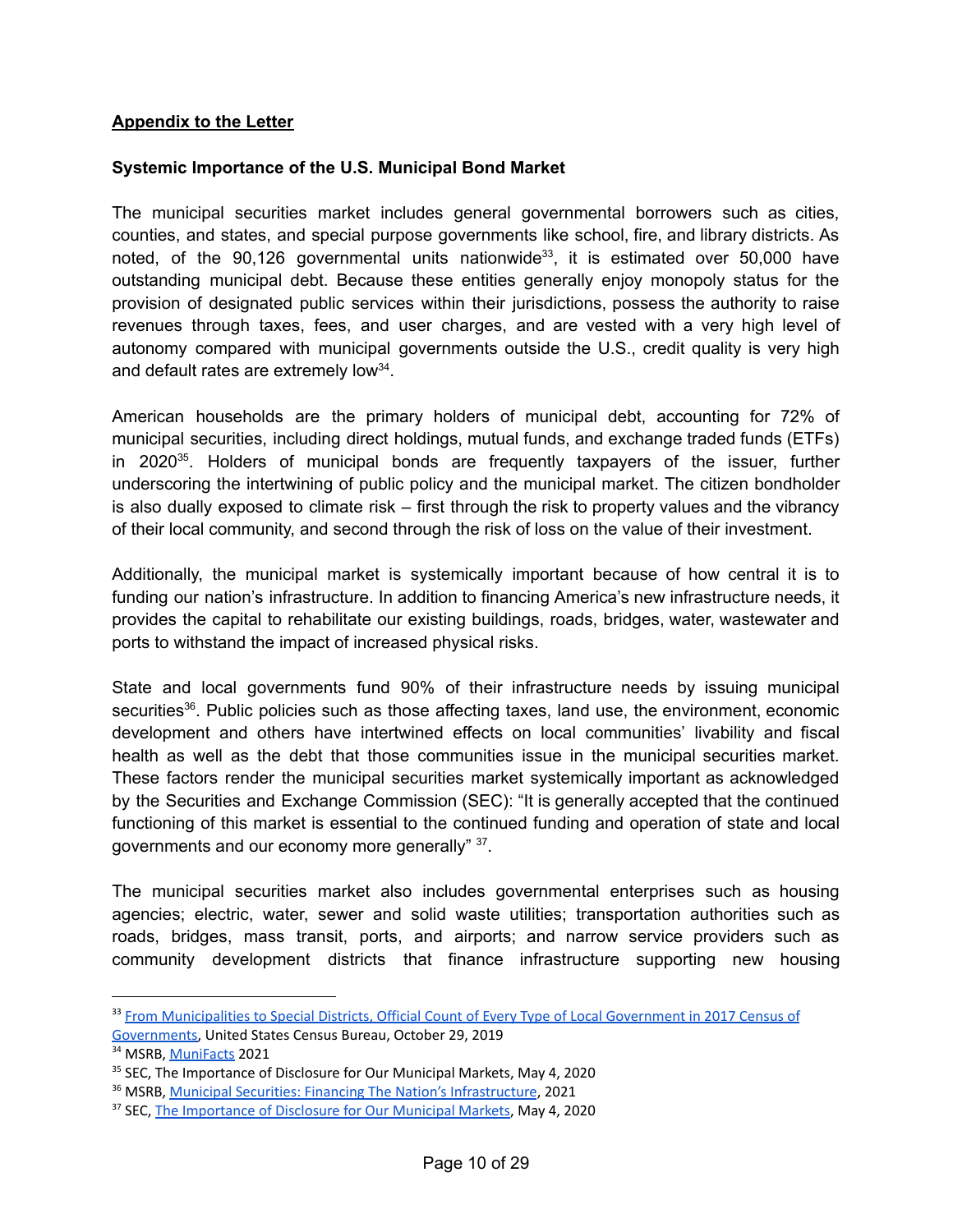**Appendix to the Letter**

**Systemic Importance of the U.S. Municipal Bond Market**

The municipal securities market includes general governmental borrowers such as cities, counties, and states, and special purpose governments like school, fire, and library districts. As noted, of the 90,126 governmental units nationwide[33], it is estimated over 50,000 have outstanding municipal debt. Because these entities generally enjoy monopoly status for the provision of designated public services within their jurisdictions, possess the authority to raise revenues through taxes, fees, and user charges, and are vested with a very high level of autonomy compared with municipal governments outside the U.S., credit quality is very high and default rates are extremely low[34].

American households are the primary holders of municipal debt, accounting for 72% of municipal securities, including direct holdings, mutual funds, and exchange traded funds (ETFs) in 2020[35]. Holders of municipal bonds are frequently taxpayers of the issuer, further underscoring the intertwining of public policy and the municipal market. The citizen bondholder is also dually exposed to climate risk – first through the risk to property values and the vibrancy of their local community, and second through the risk of loss on the value of their investment.

Additionally, the municipal market is systemically important because of how central it is to funding our nation's infrastructure. In addition to financing America's new infrastructure needs, it provides the capital to rehabilitate our existing buildings, roads, bridges, water, wastewater and ports to withstand the impact of increased physical risks.

State and local governments fund 90% of their infrastructure needs by issuing municipal securities[36]. Public policies such as those affecting taxes, land use, the environment, economic development and others have intertwined effects on local communities' livability and fiscal health as well as the debt that those communities issue in the municipal securities market. These factors render the municipal securities market systemically important as acknowledged by the Securities and Exchange Commission (SEC): "It is generally accepted that the continued functioning of this market is essential to the continued funding and operation of state and local governments and our economy more generally" [37].

The municipal securities market also includes governmental enterprises such as housing agencies; electric, water, sewer and solid waste utilities; transportation authorities such as roads, bridges, mass transit, ports, and airports; and narrow service providers such as community development districts that finance infrastructure supporting new housing

---

[33] From Municipalities to Special Districts, Official Count of Every Type of Local Government in 2017 Census of Governments, United States Census Bureau, October 29, 2019

[34] MSRB, MuniFacts 2021

[35] SEC, The Importance of Disclosure for Our Municipal Markets, May 4, 2020

[36] MSRB, Municipal Securities: Financing The Nation's Infrastructure, 2021

[37] SEC, The Importance of Disclosure for Our Municipal Markets, May 4, 2020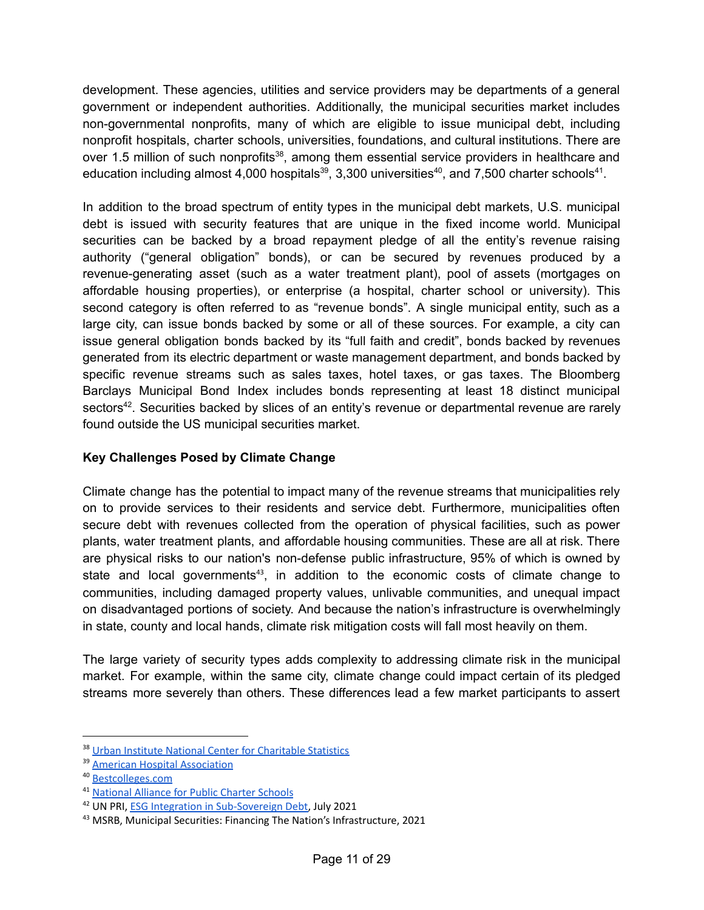development. These agencies, utilities and service providers may be departments of a general government or independent authorities. Additionally, the municipal securities market includes non-governmental nonprofits, many of which are eligible to issue municipal debt, including nonprofit hospitals, charter schools, universities, foundations, and cultural institutions. There are over 1.5 million of such nonprofits[38], among them essential service providers in healthcare and education including almost 4,000 hospitals[39], 3,300 universities[40], and 7,500 charter schools[41].

In addition to the broad spectrum of entity types in the municipal debt markets, U.S. municipal debt is issued with security features that are unique in the fixed income world. Municipal securities can be backed by a broad repayment pledge of all the entity's revenue raising authority ("general obligation" bonds), or can be secured by revenues produced by a revenue-generating asset (such as a water treatment plant), pool of assets (mortgages on affordable housing properties), or enterprise (a hospital, charter school or university). This second category is often referred to as "revenue bonds". A single municipal entity, such as a large city, can issue bonds backed by some or all of these sources. For example, a city can issue general obligation bonds backed by its "full faith and credit", bonds backed by revenues generated from its electric department or waste management department, and bonds backed by specific revenue streams such as sales taxes, hotel taxes, or gas taxes. The Bloomberg Barclays Municipal Bond Index includes bonds representing at least 18 distinct municipal sectors[42]. Securities backed by slices of an entity's revenue or departmental revenue are rarely found outside the US municipal securities market.

**Key Challenges Posed by Climate Change**

Climate change has the potential to impact many of the revenue streams that municipalities rely on to provide services to their residents and service debt. Furthermore, municipalities often secure debt with revenues collected from the operation of physical facilities, such as power plants, water treatment plants, and affordable housing communities. These are all at risk. There are physical risks to our nation's non-defense public infrastructure, 95% of which is owned by state and local governments[43], in addition to the economic costs of climate change to communities, including damaged property values, unlivable communities, and unequal impact on disadvantaged portions of society. And because the nation's infrastructure is overwhelmingly in state, county and local hands, climate risk mitigation costs will fall most heavily on them.

The large variety of security types adds complexity to addressing climate risk in the municipal market. For example, within the same city, climate change could impact certain of its pledged streams more severely than others. These differences lead a few market participants to assert

---

[38] Urban Institute National Center for Charitable Statistics

[39] American Hospital Association

[40] Bestcolleges.com

[41] National Alliance for Public Charter Schools

[42] UN PRI, ESG Integration in Sub-Sovereign Debt, July 2021

[43] MSRB, Municipal Securities: Financing The Nation's Infrastructure, 2021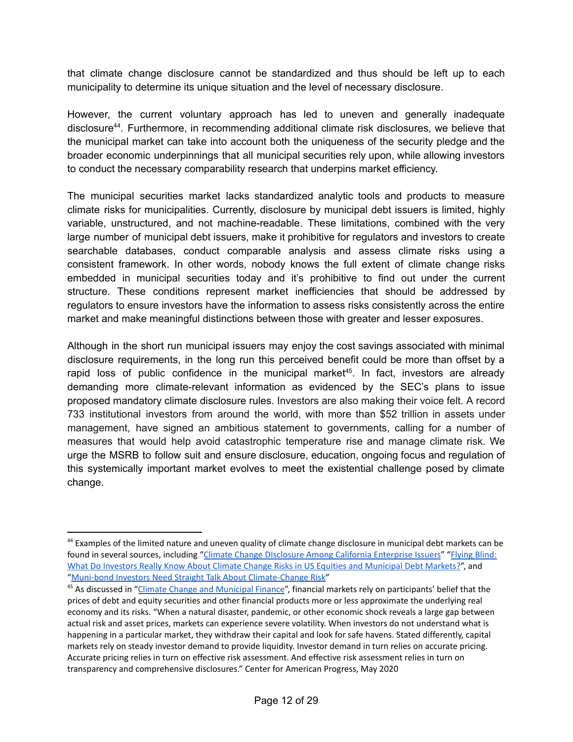that climate change disclosure cannot be standardized and thus should be left up to each municipality to determine its unique situation and the level of necessary disclosure.

However, the current voluntary approach has led to uneven and generally inadequate disclosure[44]. Furthermore, in recommending additional climate risk disclosures, we believe that the municipal market can take into account both the uniqueness of the security pledge and the broader economic underpinnings that all municipal securities rely upon, while allowing investors to conduct the necessary comparability research that underpins market efficiency.

The municipal securities market lacks standardized analytic tools and products to measure climate risks for municipalities. Currently, disclosure by municipal debt issuers is limited, highly variable, unstructured, and not machine-readable. These limitations, combined with the very large number of municipal debt issuers, make it prohibitive for regulators and investors to create searchable databases, conduct comparable analysis and assess climate risks using a consistent framework. In other words, nobody knows the full extent of climate change risks embedded in municipal securities today and it's prohibitive to find out under the current structure. These conditions represent market inefficiencies that should be addressed by regulators to ensure investors have the information to assess risks consistently across the entire market and make meaningful distinctions between those with greater and lesser exposures.

Although in the short run municipal issuers may enjoy the cost savings associated with minimal disclosure requirements, in the long run this perceived benefit could be more than offset by a rapid loss of public confidence in the municipal market[45]. In fact, investors are already demanding more climate-relevant information as evidenced by the SEC's plans to issue proposed mandatory climate disclosure rules. Investors are also making their voice felt. A record 733 institutional investors from around the world, with more than $52 trillion in assets under management, have signed an ambitious statement to governments, calling for a number of measures that would help avoid catastrophic temperature rise and manage climate risk. We urge the MSRB to follow suit and ensure disclosure, education, ongoing focus and regulation of this systemically important market evolves to meet the existential challenge posed by climate change.

---

[44] Examples of the limited nature and uneven quality of climate change disclosure in municipal debt markets can be found in several sources, including "Climate Change DIsclosure Among California Enterprise Issuers" "Flying Blind: What Do Investors Really Know About Climate Change Risks in US Equities and Municipal Debt Markets?", and "Muni-bond Investors Need Straight Talk About Climate-Change Risk"

[45] As discussed in "Climate Change and Municipal Finance", financial markets rely on participants' belief that the prices of debt and equity securities and other financial products more or less approximate the underlying real economy and its risks. "When a natural disaster, pandemic, or other economic shock reveals a large gap between actual risk and asset prices, markets can experience severe volatility. When investors do not understand what is happening in a particular market, they withdraw their capital and look for safe havens. Stated differently, capital markets rely on steady investor demand to provide liquidity. Investor demand in turn relies on accurate pricing. Accurate pricing relies in turn on effective risk assessment. And effective risk assessment relies in turn on transparency and comprehensive disclosures." Center for American Progress, May 2020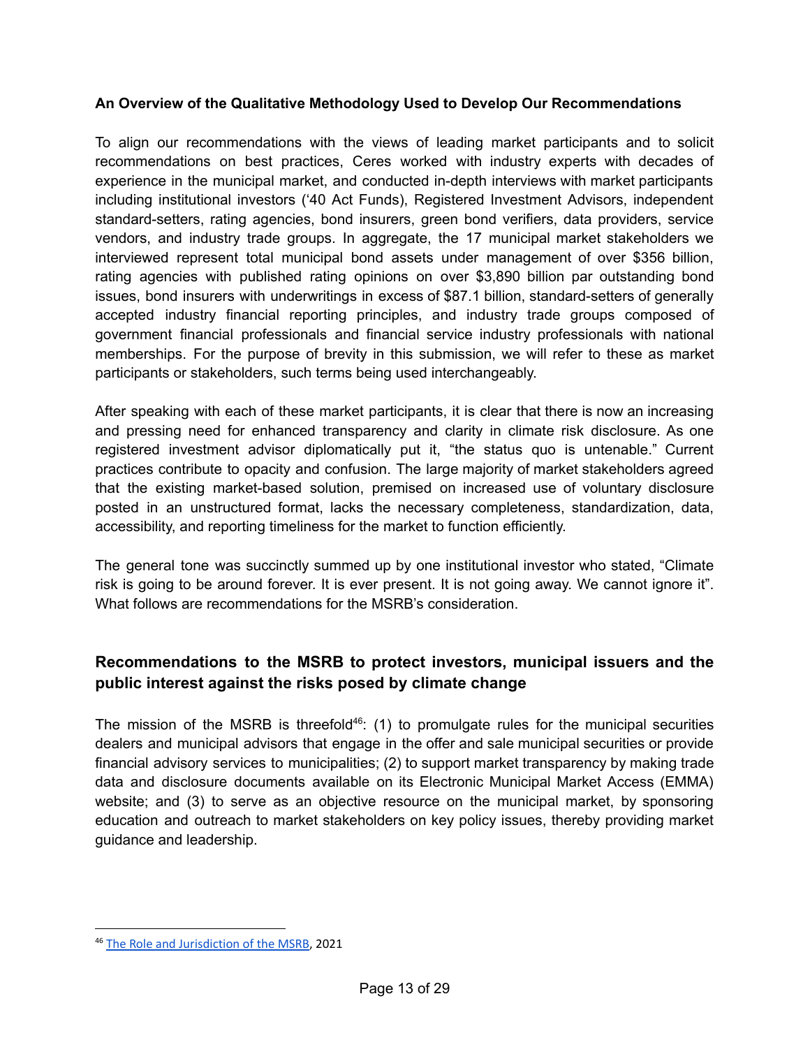**An Overview of the Qualitative Methodology Used to Develop Our Recommendations**

To align our recommendations with the views of leading market participants and to solicit recommendations on best practices, Ceres worked with industry experts with decades of experience in the municipal market, and conducted in-depth interviews with market participants including institutional investors ('40 Act Funds), Registered Investment Advisors, independent standard-setters, rating agencies, bond insurers, green bond verifiers, data providers, service vendors, and industry trade groups. In aggregate, the 17 municipal market stakeholders we interviewed represent total municipal bond assets under management of over $356 billion, rating agencies with published rating opinions on over $3,890 billion par outstanding bond issues, bond insurers with underwritings in excess of $87.1 billion, standard-setters of generally accepted industry financial reporting principles, and industry trade groups composed of government financial professionals and financial service industry professionals with national memberships. For the purpose of brevity in this submission, we will refer to these as market participants or stakeholders, such terms being used interchangeably.

After speaking with each of these market participants, it is clear that there is now an increasing and pressing need for enhanced transparency and clarity in climate risk disclosure. As one registered investment advisor diplomatically put it, "the status quo is untenable." Current practices contribute to opacity and confusion. The large majority of market stakeholders agreed that the existing market-based solution, premised on increased use of voluntary disclosure posted in an unstructured format, lacks the necessary completeness, standardization, data, accessibility, and reporting timeliness for the market to function efficiently.

The general tone was succinctly summed up by one institutional investor who stated, "Climate risk is going to be around forever. It is ever present. It is not going away. We cannot ignore it". What follows are recommendations for the MSRB's consideration.

## Recommendations to the MSRB to protect investors, municipal issuers and the public interest against the risks posed by climate change

The mission of the MSRB is threefold[46]: (1) to promulgate rules for the municipal securities dealers and municipal advisors that engage in the offer and sale municipal securities or provide financial advisory services to municipalities; (2) to support market transparency by making trade data and disclosure documents available on its Electronic Municipal Market Access (EMMA) website; and (3) to serve as an objective resource on the municipal market, by sponsoring education and outreach to market stakeholders on key policy issues, thereby providing market guidance and leadership.

---

[46] The Role and Jurisdiction of the MSRB, 2021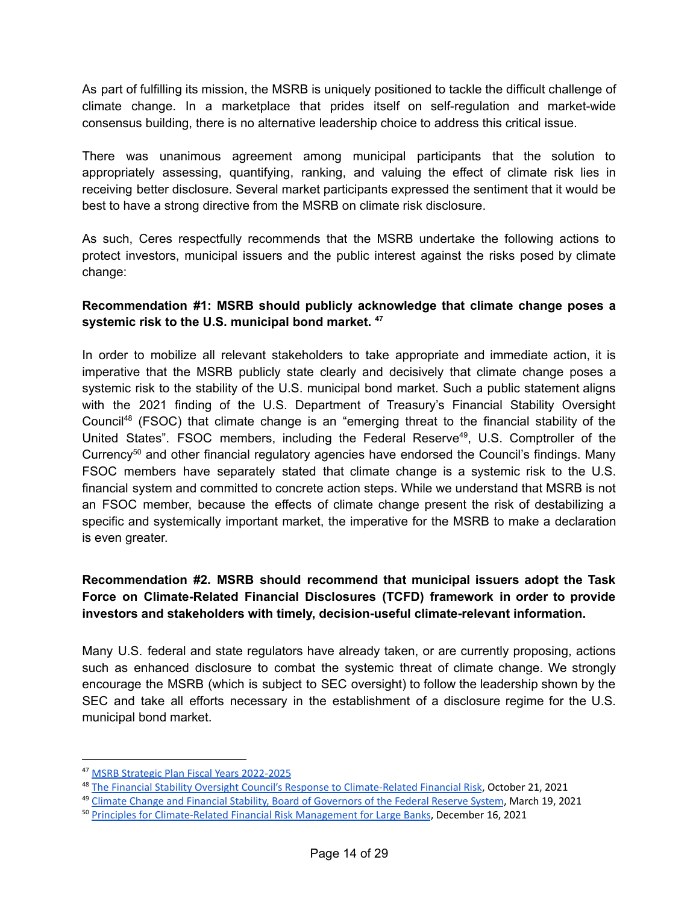As part of fulfilling its mission, the MSRB is uniquely positioned to tackle the difficult challenge of climate change. In a marketplace that prides itself on self-regulation and market-wide consensus building, there is no alternative leadership choice to address this critical issue.

There was unanimous agreement among municipal participants that the solution to appropriately assessing, quantifying, ranking, and valuing the effect of climate risk lies in receiving better disclosure. Several market participants expressed the sentiment that it would be best to have a strong directive from the MSRB on climate risk disclosure.

As such, Ceres respectfully recommends that the MSRB undertake the following actions to protect investors, municipal issuers and the public interest against the risks posed by climate change:

**Recommendation #1: MSRB should publicly acknowledge that climate change poses a systemic risk to the U.S. municipal bond market.** [47]

In order to mobilize all relevant stakeholders to take appropriate and immediate action, it is imperative that the MSRB publicly state clearly and decisively that climate change poses a systemic risk to the stability of the U.S. municipal bond market. Such a public statement aligns with the 2021 finding of the U.S. Department of Treasury's Financial Stability Oversight Council[48] (FSOC) that climate change is an "emerging threat to the financial stability of the United States". FSOC members, including the Federal Reserve[49], U.S. Comptroller of the Currency[50] and other financial regulatory agencies have endorsed the Council's findings. Many FSOC members have separately stated that climate change is a systemic risk to the U.S. financial system and committed to concrete action steps. While we understand that MSRB is not an FSOC member, because the effects of climate change present the risk of destabilizing a specific and systemically important market, the imperative for the MSRB to make a declaration is even greater.

**Recommendation #2. MSRB should recommend that municipal issuers adopt the Task Force on Climate-Related Financial Disclosures (TCFD) framework in order to provide investors and stakeholders with timely, decision-useful climate-relevant information.**

Many U.S. federal and state regulators have already taken, or are currently proposing, actions such as enhanced disclosure to combat the systemic threat of climate change. We strongly encourage the MSRB (which is subject to SEC oversight) to follow the leadership shown by the SEC and take all efforts necessary in the establishment of a disclosure regime for the U.S. municipal bond market.

---

[47] MSRB Strategic Plan Fiscal Years 2022-2025

[48] The Financial Stability Oversight Council's Response to Climate-Related Financial Risk, October 21, 2021

[49] Climate Change and Financial Stability, Board of Governors of the Federal Reserve System, March 19, 2021

[50] Principles for Climate-Related Financial Risk Management for Large Banks, December 16, 2021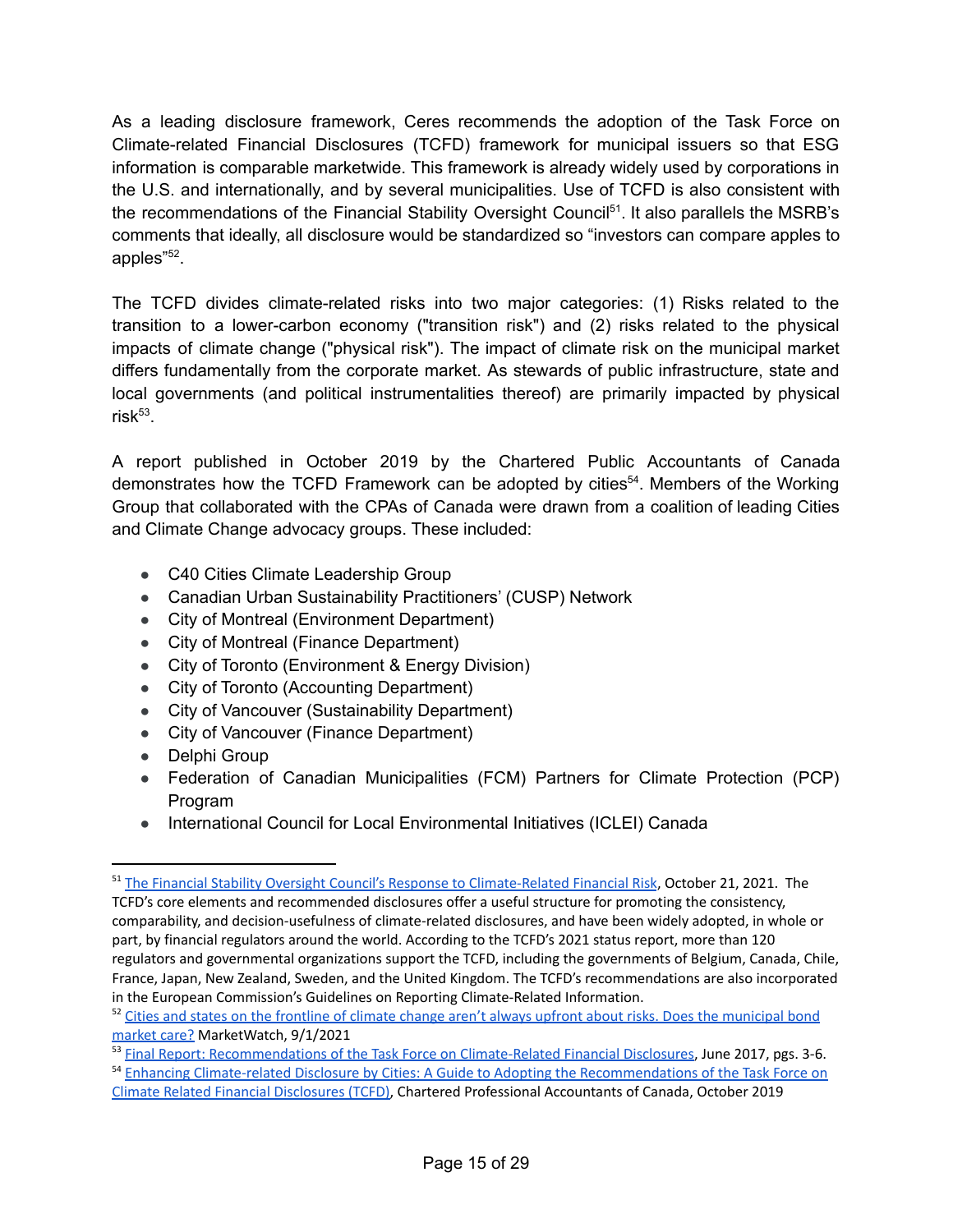As a leading disclosure framework, Ceres recommends the adoption of the Task Force on Climate-related Financial Disclosures (TCFD) framework for municipal issuers so that ESG information is comparable marketwide. This framework is already widely used by corporations in the U.S. and internationally, and by several municipalities. Use of TCFD is also consistent with the recommendations of the Financial Stability Oversight Council[51]. It also parallels the MSRB's comments that ideally, all disclosure would be standardized so "investors can compare apples to apples"[52].

The TCFD divides climate-related risks into two major categories: (1) Risks related to the transition to a lower-carbon economy ("transition risk") and (2) risks related to the physical impacts of climate change ("physical risk"). The impact of climate risk on the municipal market differs fundamentally from the corporate market. As stewards of public infrastructure, state and local governments (and political instrumentalities thereof) are primarily impacted by physical risk[53].

A report published in October 2019 by the Chartered Public Accountants of Canada demonstrates how the TCFD Framework can be adopted by cities[54]. Members of the Working Group that collaborated with the CPAs of Canada were drawn from a coalition of leading Cities and Climate Change advocacy groups. These included:

- C40 Cities Climate Leadership Group
- Canadian Urban Sustainability Practitioners' (CUSP) Network
- City of Montreal (Environment Department)
- City of Montreal (Finance Department)
- City of Toronto (Environment & Energy Division)
- City of Toronto (Accounting Department)
- City of Vancouver (Sustainability Department)
- City of Vancouver (Finance Department)
- Delphi Group
- Federation of Canadian Municipalities (FCM) Partners for Climate Protection (PCP) Program
- International Council for Local Environmental Initiatives (ICLEI) Canada

---

[51] The Financial Stability Oversight Council's Response to Climate-Related Financial Risk, October 21, 2021. The TCFD's core elements and recommended disclosures offer a useful structure for promoting the consistency, comparability, and decision-usefulness of climate-related disclosures, and have been widely adopted, in whole or part, by financial regulators around the world. According to the TCFD's 2021 status report, more than 120 regulators and governmental organizations support the TCFD, including the governments of Belgium, Canada, Chile, France, Japan, New Zealand, Sweden, and the United Kingdom. The TCFD's recommendations are also incorporated in the European Commission's Guidelines on Reporting Climate-Related Information.

[52] Cities and states on the frontline of climate change aren't always upfront about risks. Does the municipal bond market care? MarketWatch, 9/1/2021

[53] Final Report: Recommendations of the Task Force on Climate-Related Financial Disclosures, June 2017, pgs. 3-6.

[54] Enhancing Climate-related Disclosure by Cities: A Guide to Adopting the Recommendations of the Task Force on Climate Related Financial Disclosures (TCFD), Chartered Professional Accountants of Canada, October 2019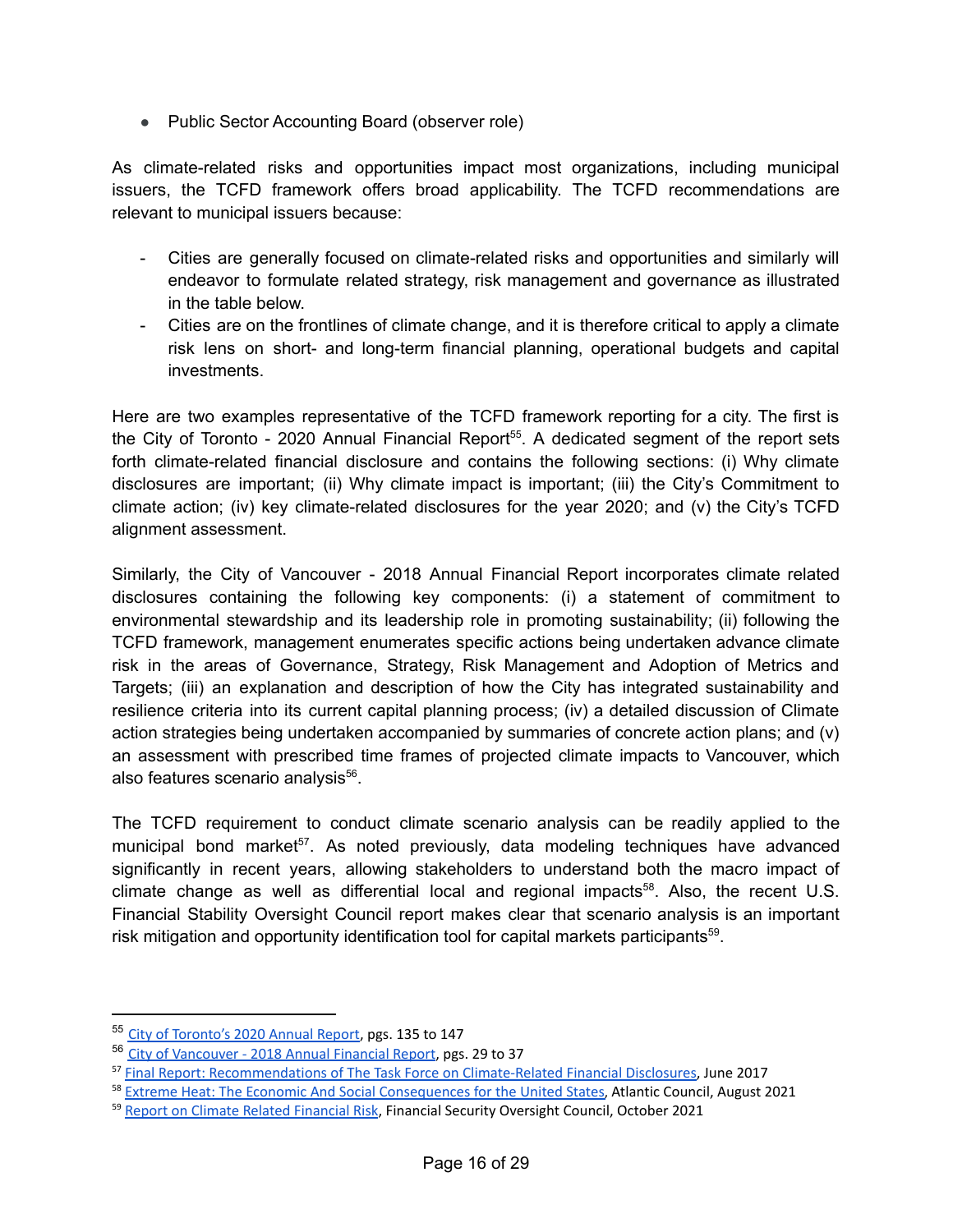- Public Sector Accounting Board (observer role)

As climate-related risks and opportunities impact most organizations, including municipal issuers, the TCFD framework offers broad applicability. The TCFD recommendations are relevant to municipal issuers because:

- Cities are generally focused on climate-related risks and opportunities and similarly will endeavor to formulate related strategy, risk management and governance as illustrated in the table below.
- Cities are on the frontlines of climate change, and it is therefore critical to apply a climate risk lens on short- and long-term financial planning, operational budgets and capital investments.

Here are two examples representative of the TCFD framework reporting for a city. The first is the City of Toronto - 2020 Annual Financial Report[55]. A dedicated segment of the report sets forth climate-related financial disclosure and contains the following sections: (i) Why climate disclosures are important; (ii) Why climate impact is important; (iii) the City's Commitment to climate action; (iv) key climate-related disclosures for the year 2020; and (v) the City's TCFD alignment assessment.

Similarly, the City of Vancouver - 2018 Annual Financial Report incorporates climate related disclosures containing the following key components: (i) a statement of commitment to environmental stewardship and its leadership role in promoting sustainability; (ii) following the TCFD framework, management enumerates specific actions being undertaken advance climate risk in the areas of Governance, Strategy, Risk Management and Adoption of Metrics and Targets; (iii) an explanation and description of how the City has integrated sustainability and resilience criteria into its current capital planning process; (iv) a detailed discussion of Climate action strategies being undertaken accompanied by summaries of concrete action plans; and (v) an assessment with prescribed time frames of projected climate impacts to Vancouver, which also features scenario analysis[56].

The TCFD requirement to conduct climate scenario analysis can be readily applied to the municipal bond market[57]. As noted previously, data modeling techniques have advanced significantly in recent years, allowing stakeholders to understand both the macro impact of climate change as well as differential local and regional impacts[58]. Also, the recent U.S. Financial Stability Oversight Council report makes clear that scenario analysis is an important risk mitigation and opportunity identification tool for capital markets participants[59].

---

[55] City of Toronto's 2020 Annual Report, pgs. 135 to 147

[56] City of Vancouver - 2018 Annual Financial Report, pgs. 29 to 37

[57] Final Report: Recommendations of The Task Force on Climate-Related Financial Disclosures, June 2017

[58] Extreme Heat: The Economic And Social Consequences for the United States, Atlantic Council, August 2021

[59] Report on Climate Related Financial Risk, Financial Security Oversight Council, October 2021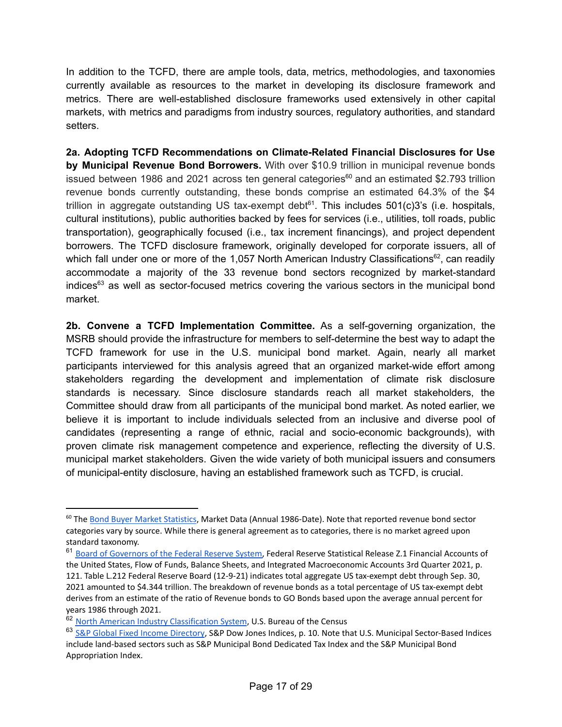In addition to the TCFD, there are ample tools, data, metrics, methodologies, and taxonomies currently available as resources to the market in developing its disclosure framework and metrics. There are well-established disclosure frameworks used extensively in other capital markets, with metrics and paradigms from industry sources, regulatory authorities, and standard setters.

**2a. Adopting TCFD Recommendations on Climate-Related Financial Disclosures for Use by Municipal Revenue Bond Borrowers.** With over $10.9 trillion in municipal revenue bonds issued between 1986 and 2021 across ten general categories[60] and an estimated $2.793 trillion revenue bonds currently outstanding, these bonds comprise an estimated 64.3% of the $4 trillion in aggregate outstanding US tax-exempt debt[61]. This includes 501(c)3's (i.e. hospitals, cultural institutions), public authorities backed by fees for services (i.e., utilities, toll roads, public transportation), geographically focused (i.e., tax increment financings), and project dependent borrowers. The TCFD disclosure framework, originally developed for corporate issuers, all of which fall under one or more of the 1,057 North American Industry Classifications[62], can readily accommodate a majority of the 33 revenue bond sectors recognized by market-standard indices[63] as well as sector-focused metrics covering the various sectors in the municipal bond market.

**2b. Convene a TCFD Implementation Committee.** As a self-governing organization, the MSRB should provide the infrastructure for members to self-determine the best way to adapt the TCFD framework for use in the U.S. municipal bond market. Again, nearly all market participants interviewed for this analysis agreed that an organized market-wide effort among stakeholders regarding the development and implementation of climate risk disclosure standards is necessary. Since disclosure standards reach all market stakeholders, the Committee should draw from all participants of the municipal bond market. As noted earlier, we believe it is important to include individuals selected from an inclusive and diverse pool of candidates (representing a range of ethnic, racial and socio-economic backgrounds), with proven climate risk management competence and experience, reflecting the diversity of U.S. municipal market stakeholders. Given the wide variety of both municipal issuers and consumers of municipal-entity disclosure, having an established framework such as TCFD, is crucial.

---

[60] The Bond Buyer Market Statistics, Market Data (Annual 1986-Date). Note that reported revenue bond sector categories vary by source. While there is general agreement as to categories, there is no market agreed upon standard taxonomy.

[61] Board of Governors of the Federal Reserve System, Federal Reserve Statistical Release Z.1 Financial Accounts of the United States, Flow of Funds, Balance Sheets, and Integrated Macroeconomic Accounts 3rd Quarter 2021, p. 121. Table L.212 Federal Reserve Board (12-9-21) indicates total aggregate US tax-exempt debt through Sep. 30, 2021 amounted to $4.344 trillion. The breakdown of revenue bonds as a total percentage of US tax-exempt debt derives from an estimate of the ratio of Revenue bonds to GO Bonds based upon the average annual percent for years 1986 through 2021.

[62] North American Industry Classification System, U.S. Bureau of the Census

[63] S&P Global Fixed Income Directory, S&P Dow Jones Indices, p. 10. Note that U.S. Municipal Sector-Based Indices include land-based sectors such as S&P Municipal Bond Dedicated Tax Index and the S&P Municipal Bond Appropriation Index.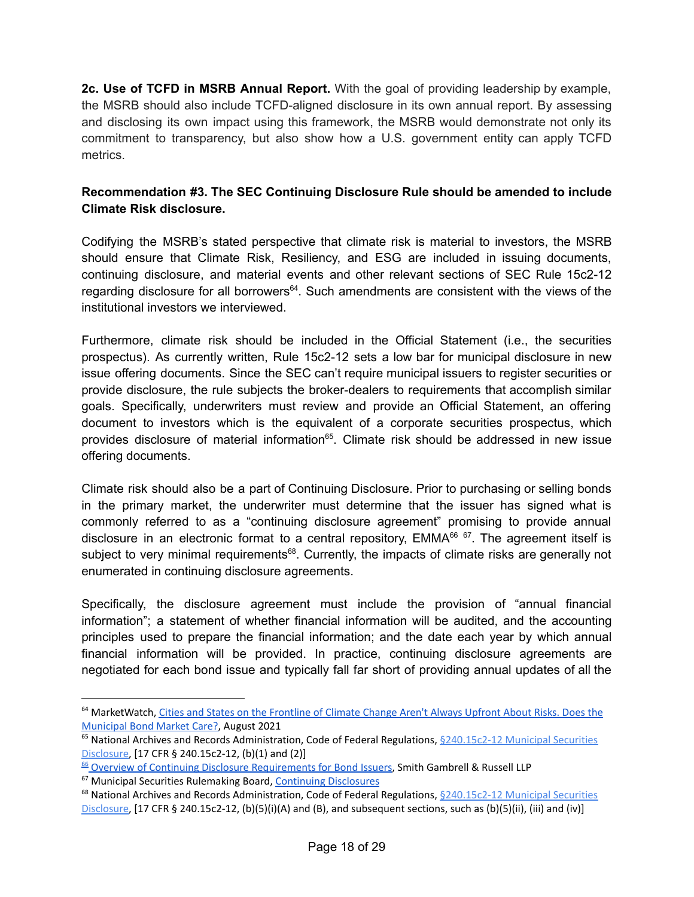**2c. Use of TCFD in MSRB Annual Report.** With the goal of providing leadership by example, the MSRB should also include TCFD-aligned disclosure in its own annual report. By assessing and disclosing its own impact using this framework, the MSRB would demonstrate not only its commitment to transparency, but also show how a U.S. government entity can apply TCFD metrics.

**Recommendation #3. The SEC Continuing Disclosure Rule should be amended to include Climate Risk disclosure.**

Codifying the MSRB's stated perspective that climate risk is material to investors, the MSRB should ensure that Climate Risk, Resiliency, and ESG are included in issuing documents, continuing disclosure, and material events and other relevant sections of SEC Rule 15c2-12 regarding disclosure for all borrowers[64]. Such amendments are consistent with the views of the institutional investors we interviewed.

Furthermore, climate risk should be included in the Official Statement (i.e., the securities prospectus). As currently written, Rule 15c2-12 sets a low bar for municipal disclosure in new issue offering documents. Since the SEC can't require municipal issuers to register securities or provide disclosure, the rule subjects the broker-dealers to requirements that accomplish similar goals. Specifically, underwriters must review and provide an Official Statement, an offering document to investors which is the equivalent of a corporate securities prospectus, which provides disclosure of material information[65]. Climate risk should be addressed in new issue offering documents.

Climate risk should also be a part of Continuing Disclosure. Prior to purchasing or selling bonds in the primary market, the underwriter must determine that the issuer has signed what is commonly referred to as a "continuing disclosure agreement" promising to provide annual disclosure in an electronic format to a central repository, EMMA[66] [67]. The agreement itself is subject to very minimal requirements[68]. Currently, the impacts of climate risks are generally not enumerated in continuing disclosure agreements.

Specifically, the disclosure agreement must include the provision of "annual financial information"; a statement of whether financial information will be audited, and the accounting principles used to prepare the financial information; and the date each year by which annual financial information will be provided. In practice, continuing disclosure agreements are negotiated for each bond issue and typically fall far short of providing annual updates of all the

---

[64] MarketWatch, Cities and States on the Frontline of Climate Change Aren't Always Upfront About Risks. Does the Municipal Bond Market Care?, August 2021

[65] National Archives and Records Administration, Code of Federal Regulations, §240.15c2-12 Municipal Securities Disclosure, [17 CFR § 240.15c2-12, (b)(1) and (2)]

[66] Overview of Continuing Disclosure Requirements for Bond Issuers, Smith Gambrell & Russell LLP

[67] Municipal Securities Rulemaking Board, Continuing Disclosures

[68] National Archives and Records Administration, Code of Federal Regulations, §240.15c2-12 Municipal Securities Disclosure, [17 CFR § 240.15c2-12, (b)(5)(i)(A) and (B), and subsequent sections, such as (b)(5)(ii), (iii) and (iv)]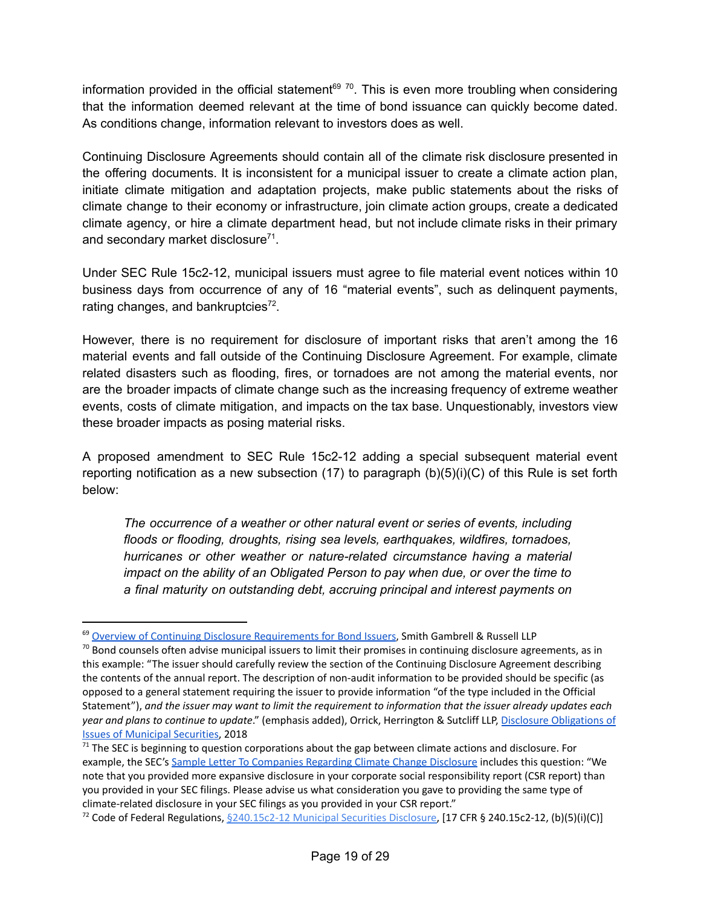information provided in the official statement[69] [70]. This is even more troubling when considering that the information deemed relevant at the time of bond issuance can quickly become dated. As conditions change, information relevant to investors does as well.

Continuing Disclosure Agreements should contain all of the climate risk disclosure presented in the offering documents. It is inconsistent for a municipal issuer to create a climate action plan, initiate climate mitigation and adaptation projects, make public statements about the risks of climate change to their economy or infrastructure, join climate action groups, create a dedicated climate agency, or hire a climate department head, but not include climate risks in their primary and secondary market disclosure[71].

Under SEC Rule 15c2-12, municipal issuers must agree to file material event notices within 10 business days from occurrence of any of 16 "material events", such as delinquent payments, rating changes, and bankruptcies[72].

However, there is no requirement for disclosure of important risks that aren't among the 16 material events and fall outside of the Continuing Disclosure Agreement. For example, climate related disasters such as flooding, fires, or tornadoes are not among the material events, nor are the broader impacts of climate change such as the increasing frequency of extreme weather events, costs of climate mitigation, and impacts on the tax base. Unquestionably, investors view these broader impacts as posing material risks.

A proposed amendment to SEC Rule 15c2-12 adding a special subsequent material event reporting notification as a new subsection (17) to paragraph (b)(5)(i)(C) of this Rule is set forth below:

> *The occurrence of a weather or other natural event or series of events, including floods or flooding, droughts, rising sea levels, earthquakes, wildfires, tornadoes, hurricanes or other weather or nature-related circumstance having a material impact on the ability of an Obligated Person to pay when due, or over the time to a final maturity on outstanding debt, accruing principal and interest payments on*

---

[69] Overview of Continuing Disclosure Requirements for Bond Issuers, Smith Gambrell & Russell LLP

[70] Bond counsels often advise municipal issuers to limit their promises in continuing disclosure agreements, as in this example: "The issuer should carefully review the section of the Continuing Disclosure Agreement describing the contents of the annual report. The description of non-audit information to be provided should be specific (as opposed to a general statement requiring the issuer to provide information "of the type included in the Official Statement"), *and the issuer may want to limit the requirement to information that the issuer already updates each year and plans to continue to update*." (emphasis added), Orrick, Herrington & Sutcliff LLP, Disclosure Obligations of Issues of Municipal Securities, 2018

[71] The SEC is beginning to question corporations about the gap between climate actions and disclosure. For example, the SEC's Sample Letter To Companies Regarding Climate Change Disclosure includes this question: "We note that you provided more expansive disclosure in your corporate social responsibility report (CSR report) than you provided in your SEC filings. Please advise us what consideration you gave to providing the same type of climate-related disclosure in your SEC filings as you provided in your CSR report."

[72] Code of Federal Regulations, §240.15c2-12 Municipal Securities Disclosure, [17 CFR § 240.15c2-12, (b)(5)(i)(C)]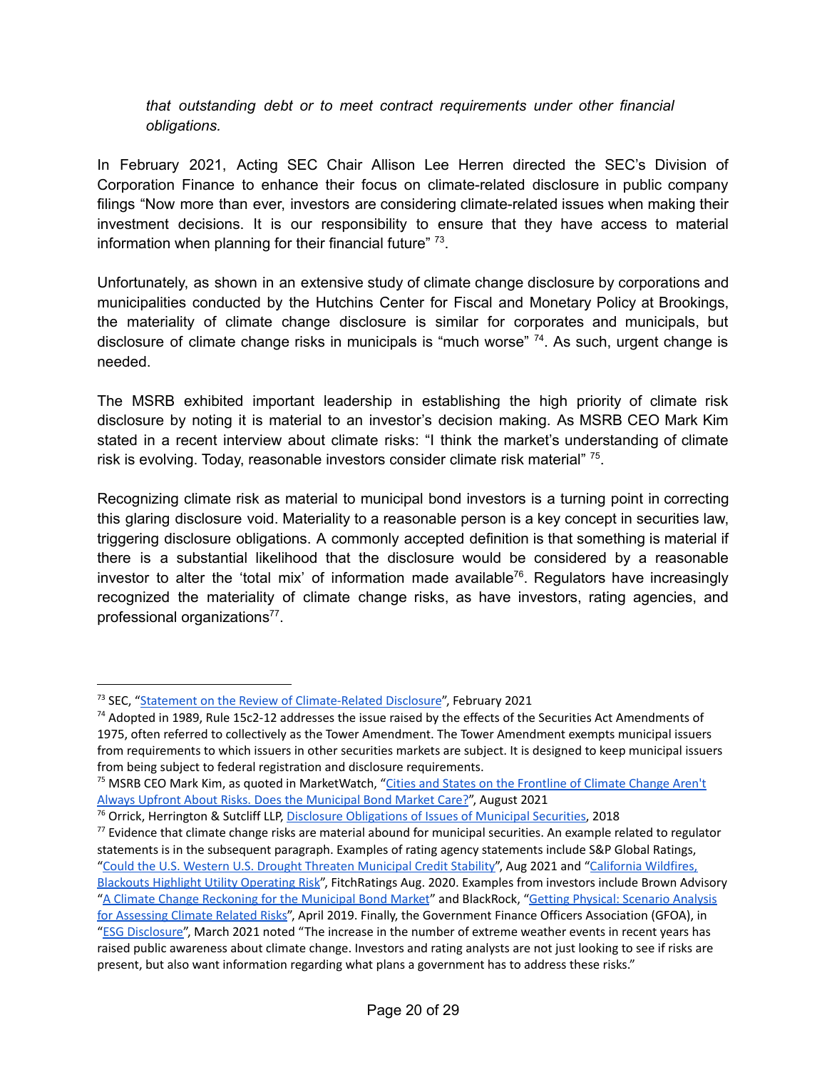*that outstanding debt or to meet contract requirements under other financial obligations.*

In February 2021, Acting SEC Chair Allison Lee Herren directed the SEC's Division of Corporation Finance to enhance their focus on climate-related disclosure in public company filings "Now more than ever, investors are considering climate-related issues when making their investment decisions. It is our responsibility to ensure that they have access to material information when planning for their financial future" [73].

Unfortunately, as shown in an extensive study of climate change disclosure by corporations and municipalities conducted by the Hutchins Center for Fiscal and Monetary Policy at Brookings, the materiality of climate change disclosure is similar for corporates and municipals, but disclosure of climate change risks in municipals is "much worse" [74]. As such, urgent change is needed.

The MSRB exhibited important leadership in establishing the high priority of climate risk disclosure by noting it is material to an investor's decision making. As MSRB CEO Mark Kim stated in a recent interview about climate risks: "I think the market's understanding of climate risk is evolving. Today, reasonable investors consider climate risk material" [75].

Recognizing climate risk as material to municipal bond investors is a turning point in correcting this glaring disclosure void. Materiality to a reasonable person is a key concept in securities law, triggering disclosure obligations. A commonly accepted definition is that something is material if there is a substantial likelihood that the disclosure would be considered by a reasonable investor to alter the 'total mix' of information made available[76]. Regulators have increasingly recognized the materiality of climate change risks, as have investors, rating agencies, and professional organizations[77].

---

[73] SEC, "Statement on the Review of Climate-Related Disclosure", February 2021

[74] Adopted in 1989, Rule 15c2-12 addresses the issue raised by the effects of the Securities Act Amendments of 1975, often referred to collectively as the Tower Amendment. The Tower Amendment exempts municipal issuers from requirements to which issuers in other securities markets are subject. It is designed to keep municipal issuers from being subject to federal registration and disclosure requirements.

[75] MSRB CEO Mark Kim, as quoted in MarketWatch, "Cities and States on the Frontline of Climate Change Aren't Always Upfront About Risks. Does the Municipal Bond Market Care?", August 2021

[76] Orrick, Herrington & Sutcliff LLP, Disclosure Obligations of Issues of Municipal Securities, 2018

[77] Evidence that climate change risks are material abound for municipal securities. An example related to regulator statements is in the subsequent paragraph. Examples of rating agency statements include S&P Global Ratings, "Could the U.S. Western U.S. Drought Threaten Municipal Credit Stability", Aug 2021 and "California Wildfires, Blackouts Highlight Utility Operating Risk", FitchRatings Aug. 2020. Examples from investors include Brown Advisory "A Climate Change Reckoning for the Municipal Bond Market" and BlackRock, "Getting Physical: Scenario Analysis for Assessing Climate Related Risks", April 2019. Finally, the Government Finance Officers Association (GFOA), in "ESG Disclosure", March 2021 noted "The increase in the number of extreme weather events in recent years has raised public awareness about climate change. Investors and rating analysts are not just looking to see if risks are present, but also want information regarding what plans a government has to address these risks."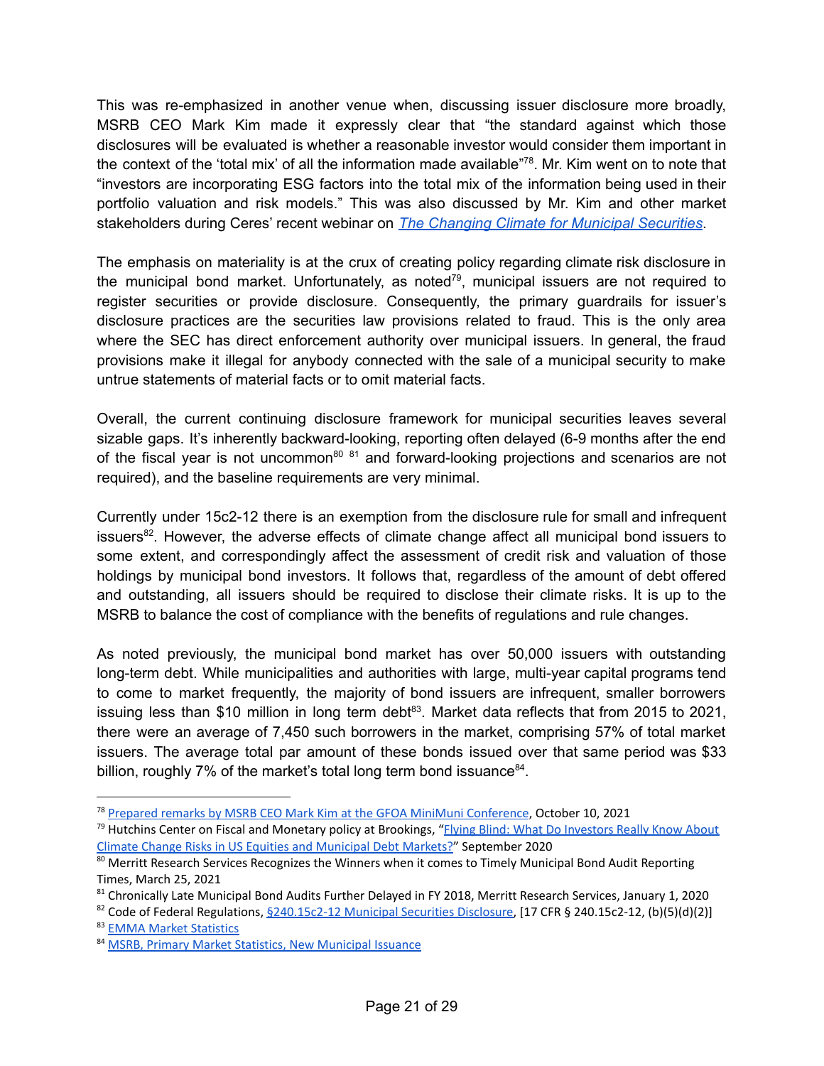This was re-emphasized in another venue when, discussing issuer disclosure more broadly, MSRB CEO Mark Kim made it expressly clear that "the standard against which those disclosures will be evaluated is whether a reasonable investor would consider them important in the context of the 'total mix' of all the information made available"[78]. Mr. Kim went on to note that "investors are incorporating ESG factors into the total mix of the information being used in their portfolio valuation and risk models." This was also discussed by Mr. Kim and other market stakeholders during Ceres' recent webinar on *The Changing Climate for Municipal Securities*.

The emphasis on materiality is at the crux of creating policy regarding climate risk disclosure in the municipal bond market. Unfortunately, as noted[79], municipal issuers are not required to register securities or provide disclosure. Consequently, the primary guardrails for issuer's disclosure practices are the securities law provisions related to fraud. This is the only area where the SEC has direct enforcement authority over municipal issuers. In general, the fraud provisions make it illegal for anybody connected with the sale of a municipal security to make untrue statements of material facts or to omit material facts.

Overall, the current continuing disclosure framework for municipal securities leaves several sizable gaps. It's inherently backward-looking, reporting often delayed (6-9 months after the end of the fiscal year is not uncommon[80] [81] and forward-looking projections and scenarios are not required), and the baseline requirements are very minimal.

Currently under 15c2-12 there is an exemption from the disclosure rule for small and infrequent issuers[82]. However, the adverse effects of climate change affect all municipal bond issuers to some extent, and correspondingly affect the assessment of credit risk and valuation of those holdings by municipal bond investors. It follows that, regardless of the amount of debt offered and outstanding, all issuers should be required to disclose their climate risks. It is up to the MSRB to balance the cost of compliance with the benefits of regulations and rule changes.

As noted previously, the municipal bond market has over 50,000 issuers with outstanding long-term debt. While municipalities and authorities with large, multi-year capital programs tend to come to market frequently, the majority of bond issuers are infrequent, smaller borrowers issuing less than $10 million in long term debt[83]. Market data reflects that from 2015 to 2021, there were an average of 7,450 such borrowers in the market, comprising 57% of total market issuers. The average total par amount of these bonds issued over that same period was $33 billion, roughly 7% of the market's total long term bond issuance[84].

---

[78] Prepared remarks by MSRB CEO Mark Kim at the GFOA MiniMuni Conference, October 10, 2021

[79] Hutchins Center on Fiscal and Monetary policy at Brookings, "Flying Blind: What Do Investors Really Know About Climate Change Risks in US Equities and Municipal Debt Markets?" September 2020

[80] Merritt Research Services Recognizes the Winners when it comes to Timely Municipal Bond Audit Reporting Times, March 25, 2021

[81] Chronically Late Municipal Bond Audits Further Delayed in FY 2018, Merritt Research Services, January 1, 2020

[82] Code of Federal Regulations, §240.15c2-12 Municipal Securities Disclosure, [17 CFR § 240.15c2-12, (b)(5)(d)(2)]

[83] EMMA Market Statistics

[84] MSRB, Primary Market Statistics, New Municipal Issuance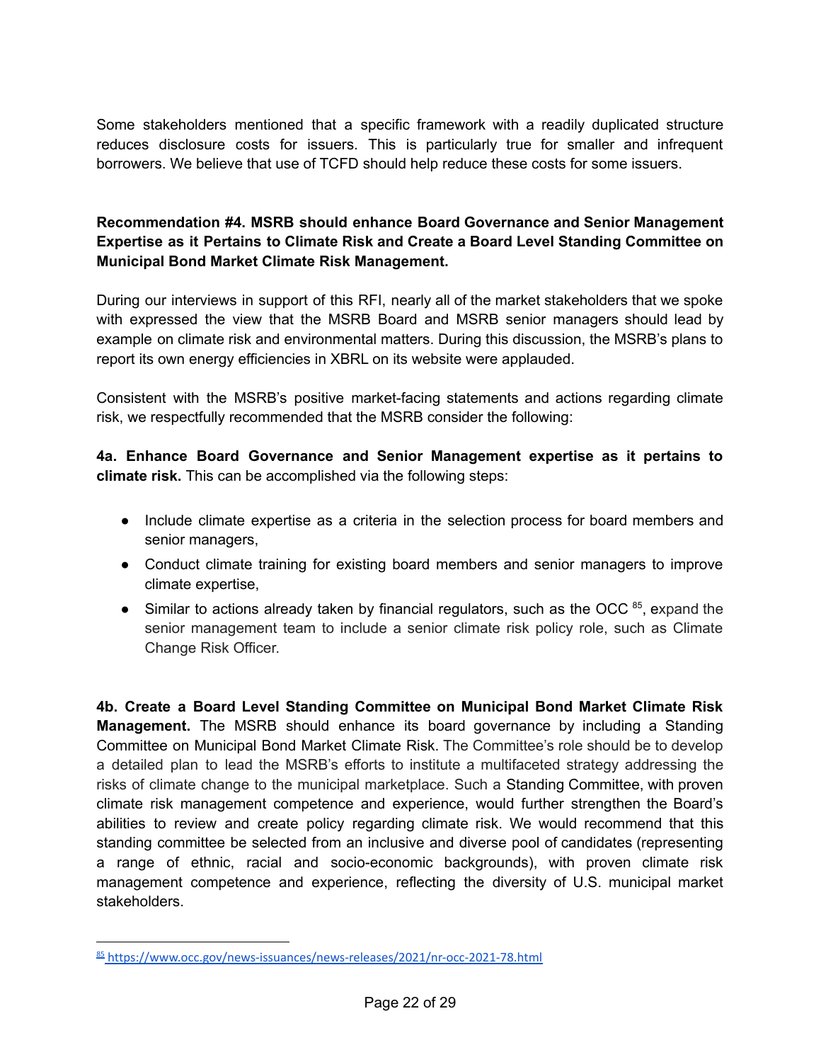Some stakeholders mentioned that a specific framework with a readily duplicated structure reduces disclosure costs for issuers. This is particularly true for smaller and infrequent borrowers. We believe that use of TCFD should help reduce these costs for some issuers.

**Recommendation #4. MSRB should enhance Board Governance and Senior Management Expertise as it Pertains to Climate Risk and Create a Board Level Standing Committee on Municipal Bond Market Climate Risk Management.**

During our interviews in support of this RFI, nearly all of the market stakeholders that we spoke with expressed the view that the MSRB Board and MSRB senior managers should lead by example on climate risk and environmental matters. During this discussion, the MSRB's plans to report its own energy efficiencies in XBRL on its website were applauded.

Consistent with the MSRB's positive market-facing statements and actions regarding climate risk, we respectfully recommended that the MSRB consider the following:

**4a. Enhance Board Governance and Senior Management expertise as it pertains to climate risk.** This can be accomplished via the following steps:

- Include climate expertise as a criteria in the selection process for board members and senior managers,
- Conduct climate training for existing board members and senior managers to improve climate expertise,
- Similar to actions already taken by financial regulators, such as the OCC [85], expand the senior management team to include a senior climate risk policy role, such as Climate Change Risk Officer.

**4b. Create a Board Level Standing Committee on Municipal Bond Market Climate Risk Management.** The MSRB should enhance its board governance by including a Standing Committee on Municipal Bond Market Climate Risk. The Committee's role should be to develop a detailed plan to lead the MSRB's efforts to institute a multifaceted strategy addressing the risks of climate change to the municipal marketplace. Such a Standing Committee, with proven climate risk management competence and experience, would further strengthen the Board's abilities to review and create policy regarding climate risk. We would recommend that this standing committee be selected from an inclusive and diverse pool of candidates (representing a range of ethnic, racial and socio-economic backgrounds), with proven climate risk management competence and experience, reflecting the diversity of U.S. municipal market stakeholders.

---

[85] https://www.occ.gov/news-issuances/news-releases/2021/nr-occ-2021-78.html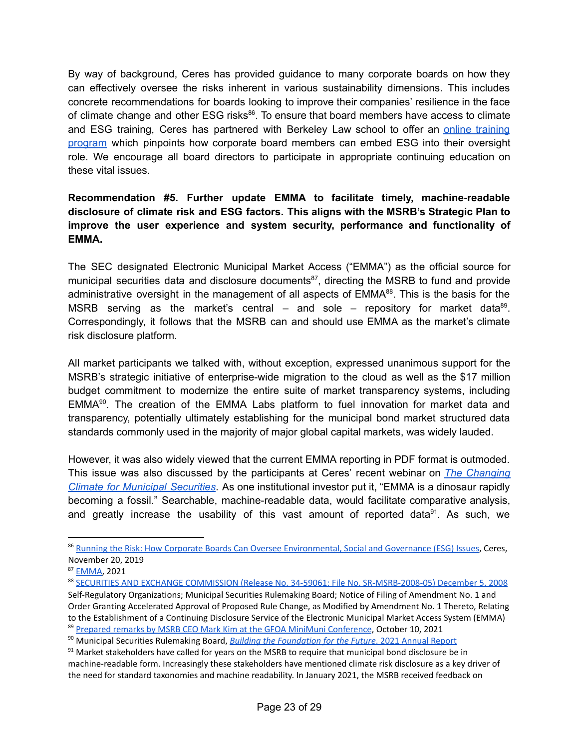By way of background, Ceres has provided guidance to many corporate boards on how they can effectively oversee the risks inherent in various sustainability dimensions. This includes concrete recommendations for boards looking to improve their companies' resilience in the face of climate change and other ESG risks[86]. To ensure that board members have access to climate and ESG training, Ceres has partnered with Berkeley Law school to offer an online training program which pinpoints how corporate board members can embed ESG into their oversight role. We encourage all board directors to participate in appropriate continuing education on these vital issues.

**Recommendation #5. Further update EMMA to facilitate timely, machine-readable disclosure of climate risk and ESG factors. This aligns with the MSRB's Strategic Plan to improve the user experience and system security, performance and functionality of EMMA.**

The SEC designated Electronic Municipal Market Access ("EMMA") as the official source for municipal securities data and disclosure documents[87], directing the MSRB to fund and provide administrative oversight in the management of all aspects of EMMA[88]. This is the basis for the MSRB serving as the market's central – and sole – repository for market data[89]. Correspondingly, it follows that the MSRB can and should use EMMA as the market's climate risk disclosure platform.

All market participants we talked with, without exception, expressed unanimous support for the MSRB's strategic initiative of enterprise-wide migration to the cloud as well as the $17 million budget commitment to modernize the entire suite of market transparency systems, including EMMA[90]. The creation of the EMMA Labs platform to fuel innovation for market data and transparency, potentially ultimately establishing for the municipal bond market structured data standards commonly used in the majority of major global capital markets, was widely lauded.

However, it was also widely viewed that the current EMMA reporting in PDF format is outmoded. This issue was also discussed by the participants at Ceres' recent webinar on *The Changing Climate for Municipal Securities*. As one institutional investor put it, "EMMA is a dinosaur rapidly becoming a fossil." Searchable, machine-readable data, would facilitate comparative analysis, and greatly increase the usability of this vast amount of reported data[91]. As such, we

---

[86] Running the Risk: How Corporate Boards Can Oversee Environmental, Social and Governance (ESG) Issues, Ceres, November 20, 2019

[87] EMMA, 2021

[88] SECURITIES AND EXCHANGE COMMISSION (Release No. 34-59061; File No. SR-MSRB-2008-05) December 5, 2008 Self-Regulatory Organizations; Municipal Securities Rulemaking Board; Notice of Filing of Amendment No. 1 and Order Granting Accelerated Approval of Proposed Rule Change, as Modified by Amendment No. 1 Thereto, Relating to the Establishment of a Continuing Disclosure Service of the Electronic Municipal Market Access System (EMMA)

[89] Prepared remarks by MSRB CEO Mark Kim at the GFOA MiniMuni Conference, October 10, 2021

[90] Municipal Securities Rulemaking Board, *Building the Foundation for the Future*, 2021 Annual Report

[91] Market stakeholders have called for years on the MSRB to require that municipal bond disclosure be in machine-readable form. Increasingly these stakeholders have mentioned climate risk disclosure as a key driver of the need for standard taxonomies and machine readability. In January 2021, the MSRB received feedback on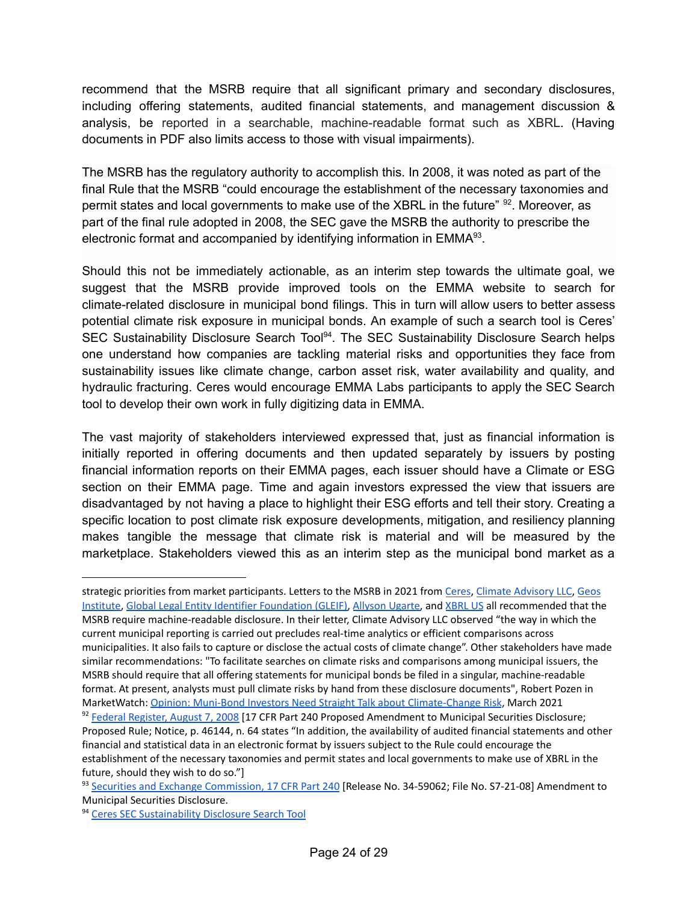recommend that the MSRB require that all significant primary and secondary disclosures, including offering statements, audited financial statements, and management discussion & analysis, be reported in a searchable, machine-readable format such as XBRL. (Having documents in PDF also limits access to those with visual impairments).

The MSRB has the regulatory authority to accomplish this. In 2008, it was noted as part of the final Rule that the MSRB "could encourage the establishment of the necessary taxonomies and permit states and local governments to make use of the XBRL in the future" [92]. Moreover, as part of the final rule adopted in 2008, the SEC gave the MSRB the authority to prescribe the electronic format and accompanied by identifying information in EMMA[93].

Should this not be immediately actionable, as an interim step towards the ultimate goal, we suggest that the MSRB provide improved tools on the EMMA website to search for climate-related disclosure in municipal bond filings. This in turn will allow users to better assess potential climate risk exposure in municipal bonds. An example of such a search tool is Ceres' SEC Sustainability Disclosure Search Tool[94]. The SEC Sustainability Disclosure Search helps one understand how companies are tackling material risks and opportunities they face from sustainability issues like climate change, carbon asset risk, water availability and quality, and hydraulic fracturing. Ceres would encourage EMMA Labs participants to apply the SEC Search tool to develop their own work in fully digitizing data in EMMA.

The vast majority of stakeholders interviewed expressed that, just as financial information is initially reported in offering documents and then updated separately by issuers by posting financial information reports on their EMMA pages, each issuer should have a Climate or ESG section on their EMMA page. Time and again investors expressed the view that issuers are disadvantaged by not having a place to highlight their ESG efforts and tell their story. Creating a specific location to post climate risk exposure developments, mitigation, and resiliency planning makes tangible the message that climate risk is material and will be measured by the marketplace. Stakeholders viewed this as an interim step as the municipal bond market as a

---

strategic priorities from market participants. Letters to the MSRB in 2021 from Ceres, Climate Advisory LLC, Geos Institute, Global Legal Entity Identifier Foundation (GLEIF), Allyson Ugarte, and XBRL US all recommended that the MSRB require machine-readable disclosure. In their letter, Climate Advisory LLC observed "the way in which the current municipal reporting is carried out precludes real-time analytics or efficient comparisons across municipalities. It also fails to capture or disclose the actual costs of climate change". Other stakeholders have made similar recommendations: "To facilitate searches on climate risks and comparisons among municipal issuers, the MSRB should require that all offering statements for municipal bonds be filed in a singular, machine-readable format. At present, analysts must pull climate risks by hand from these disclosure documents", Robert Pozen in MarketWatch: Opinion: Muni-Bond Investors Need Straight Talk about Climate-Change Risk, March 2021

[92] Federal Register, August 7, 2008 [17 CFR Part 240 Proposed Amendment to Municipal Securities Disclosure; Proposed Rule; Notice, p. 46144, n. 64 states "In addition, the availability of audited financial statements and other financial and statistical data in an electronic format by issuers subject to the Rule could encourage the establishment of the necessary taxonomies and permit states and local governments to make use of XBRL in the future, should they wish to do so."]

[93] Securities and Exchange Commission, 17 CFR Part 240 [Release No. 34-59062; File No. S7-21-08] Amendment to Municipal Securities Disclosure.

[94] Ceres SEC Sustainability Disclosure Search Tool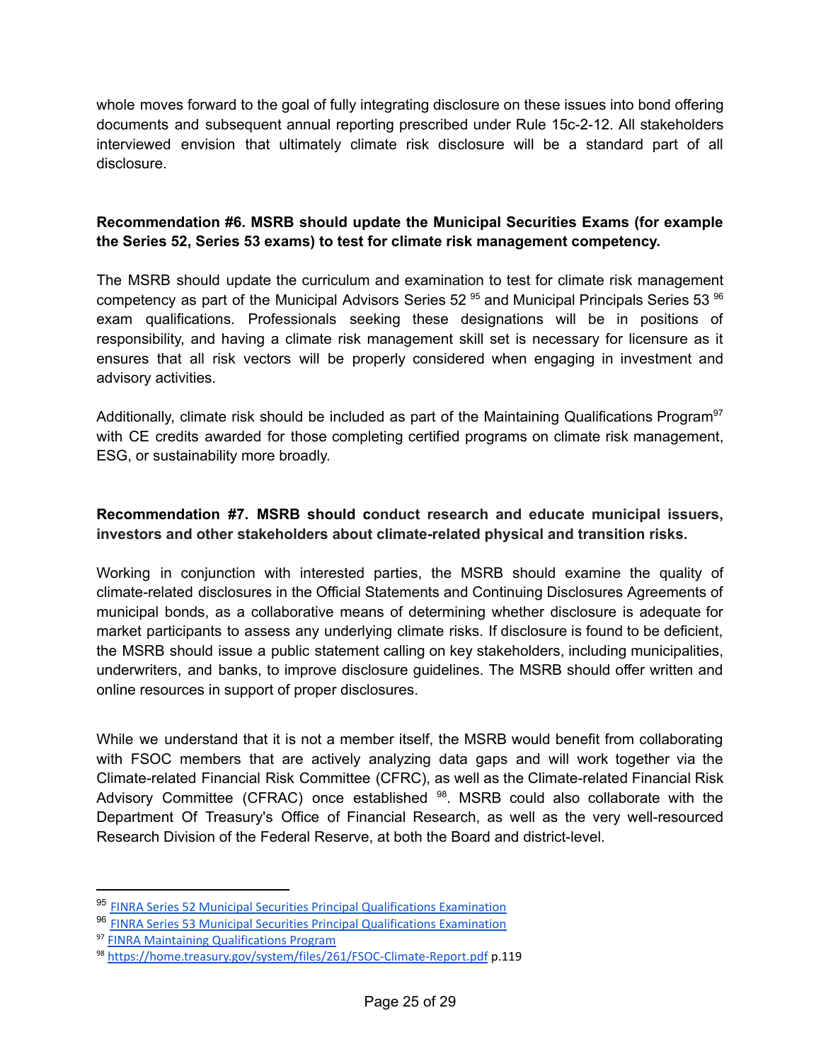whole moves forward to the goal of fully integrating disclosure on these issues into bond offering documents and subsequent annual reporting prescribed under Rule 15c-2-12. All stakeholders interviewed envision that ultimately climate risk disclosure will be a standard part of all disclosure.

**Recommendation #6. MSRB should update the Municipal Securities Exams (for example the Series 52, Series 53 exams) to test for climate risk management competency.**

The MSRB should update the curriculum and examination to test for climate risk management competency as part of the Municipal Advisors Series 52 [95] and Municipal Principals Series 53 [96] exam qualifications. Professionals seeking these designations will be in positions of responsibility, and having a climate risk management skill set is necessary for licensure as it ensures that all risk vectors will be properly considered when engaging in investment and advisory activities.

Additionally, climate risk should be included as part of the Maintaining Qualifications Program[97] with CE credits awarded for those completing certified programs on climate risk management, ESG, or sustainability more broadly.

**Recommendation #7. MSRB should conduct research and educate municipal issuers, investors and other stakeholders about climate-related physical and transition risks.**

Working in conjunction with interested parties, the MSRB should examine the quality of climate-related disclosures in the Official Statements and Continuing Disclosures Agreements of municipal bonds, as a collaborative means of determining whether disclosure is adequate for market participants to assess any underlying climate risks. If disclosure is found to be deficient, the MSRB should issue a public statement calling on key stakeholders, including municipalities, underwriters, and banks, to improve disclosure guidelines. The MSRB should offer written and online resources in support of proper disclosures.

While we understand that it is not a member itself, the MSRB would benefit from collaborating with FSOC members that are actively analyzing data gaps and will work together via the Climate-related Financial Risk Committee (CFRC), as well as the Climate-related Financial Risk Advisory Committee (CFRAC) once established [98]. MSRB could also collaborate with the Department Of Treasury's Office of Financial Research, as well as the very well-resourced Research Division of the Federal Reserve, at both the Board and district-level.

---

[95] FINRA Series 52 Municipal Securities Principal Qualifications Examination

[96] FINRA Series 53 Municipal Securities Principal Qualifications Examination

[97] FINRA Maintaining Qualifications Program

[98] https://home.treasury.gov/system/files/261/FSOC-Climate-Report.pdf p.119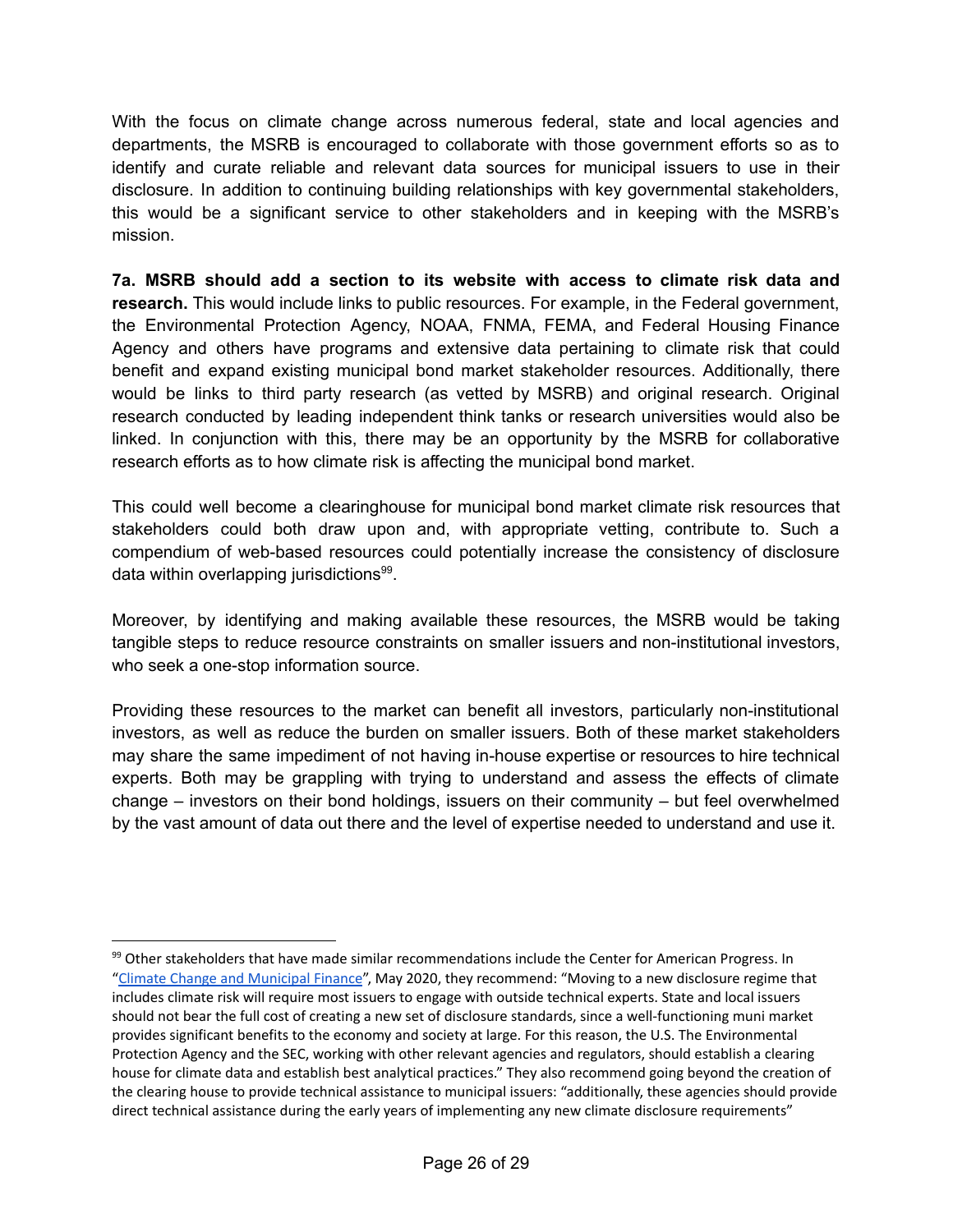With the focus on climate change across numerous federal, state and local agencies and departments, the MSRB is encouraged to collaborate with those government efforts so as to identify and curate reliable and relevant data sources for municipal issuers to use in their disclosure. In addition to continuing building relationships with key governmental stakeholders, this would be a significant service to other stakeholders and in keeping with the MSRB's mission.

**7a. MSRB should add a section to its website with access to climate risk data and research.** This would include links to public resources. For example, in the Federal government, the Environmental Protection Agency, NOAA, FNMA, FEMA, and Federal Housing Finance Agency and others have programs and extensive data pertaining to climate risk that could benefit and expand existing municipal bond market stakeholder resources. Additionally, there would be links to third party research (as vetted by MSRB) and original research. Original research conducted by leading independent think tanks or research universities would also be linked. In conjunction with this, there may be an opportunity by the MSRB for collaborative research efforts as to how climate risk is affecting the municipal bond market.

This could well become a clearinghouse for municipal bond market climate risk resources that stakeholders could both draw upon and, with appropriate vetting, contribute to. Such a compendium of web-based resources could potentially increase the consistency of disclosure data within overlapping jurisdictions[99].

Moreover, by identifying and making available these resources, the MSRB would be taking tangible steps to reduce resource constraints on smaller issuers and non-institutional investors, who seek a one-stop information source.

Providing these resources to the market can benefit all investors, particularly non-institutional investors, as well as reduce the burden on smaller issuers. Both of these market stakeholders may share the same impediment of not having in-house expertise or resources to hire technical experts. Both may be grappling with trying to understand and assess the effects of climate change – investors on their bond holdings, issuers on their community – but feel overwhelmed by the vast amount of data out there and the level of expertise needed to understand and use it.

---

[99] Other stakeholders that have made similar recommendations include the Center for American Progress. In "Climate Change and Municipal Finance", May 2020, they recommend: "Moving to a new disclosure regime that includes climate risk will require most issuers to engage with outside technical experts. State and local issuers should not bear the full cost of creating a new set of disclosure standards, since a well-functioning muni market provides significant benefits to the economy and society at large. For this reason, the U.S. The Environmental Protection Agency and the SEC, working with other relevant agencies and regulators, should establish a clearing house for climate data and establish best analytical practices." They also recommend going beyond the creation of the clearing house to provide technical assistance to municipal issuers: "additionally, these agencies should provide direct technical assistance during the early years of implementing any new climate disclosure requirements"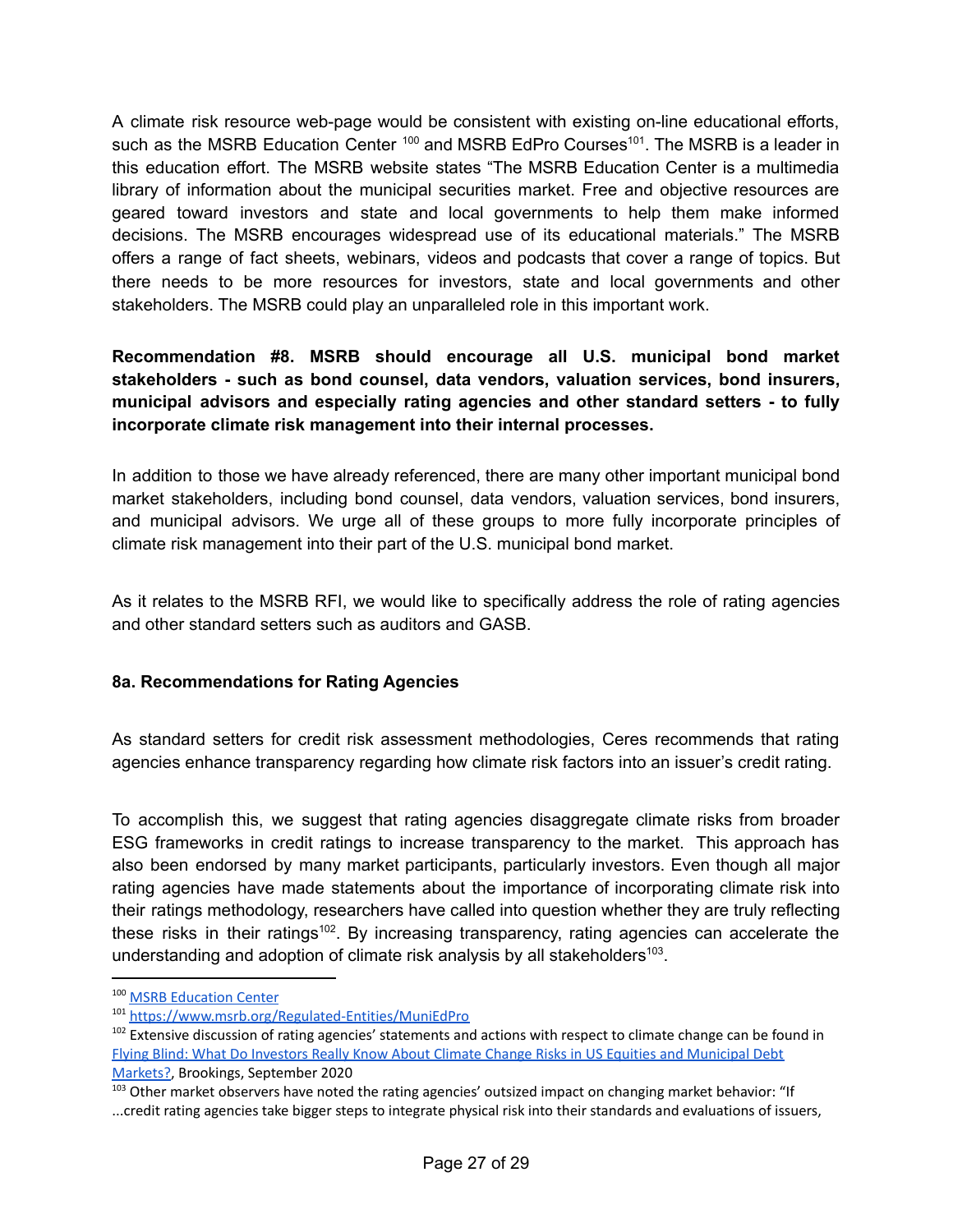A climate risk resource web-page would be consistent with existing on-line educational efforts, such as the MSRB Education Center [100] and MSRB EdPro Courses[101]. The MSRB is a leader in this education effort. The MSRB website states "The MSRB Education Center is a multimedia library of information about the municipal securities market. Free and objective resources are geared toward investors and state and local governments to help them make informed decisions. The MSRB encourages widespread use of its educational materials." The MSRB offers a range of fact sheets, webinars, videos and podcasts that cover a range of topics. But there needs to be more resources for investors, state and local governments and other stakeholders. The MSRB could play an unparalleled role in this important work.

**Recommendation #8. MSRB should encourage all U.S. municipal bond market stakeholders - such as bond counsel, data vendors, valuation services, bond insurers, municipal advisors and especially rating agencies and other standard setters - to fully incorporate climate risk management into their internal processes.**

In addition to those we have already referenced, there are many other important municipal bond market stakeholders, including bond counsel, data vendors, valuation services, bond insurers, and municipal advisors. We urge all of these groups to more fully incorporate principles of climate risk management into their part of the U.S. municipal bond market.

As it relates to the MSRB RFI, we would like to specifically address the role of rating agencies and other standard setters such as auditors and GASB.

### 8a. Recommendations for Rating Agencies

As standard setters for credit risk assessment methodologies, Ceres recommends that rating agencies enhance transparency regarding how climate risk factors into an issuer's credit rating.

To accomplish this, we suggest that rating agencies disaggregate climate risks from broader ESG frameworks in credit ratings to increase transparency to the market. This approach has also been endorsed by many market participants, particularly investors. Even though all major rating agencies have made statements about the importance of incorporating climate risk into their ratings methodology, researchers have called into question whether they are truly reflecting these risks in their ratings[102]. By increasing transparency, rating agencies can accelerate the understanding and adoption of climate risk analysis by all stakeholders[103].

---

[100] MSRB Education Center

[101] https://www.msrb.org/Regulated-Entities/MuniEdPro

[102] Extensive discussion of rating agencies' statements and actions with respect to climate change can be found in Flying Blind: What Do Investors Really Know About Climate Change Risks in US Equities and Municipal Debt Markets?, Brookings, September 2020

[103] Other market observers have noted the rating agencies' outsized impact on changing market behavior: "If ...credit rating agencies take bigger steps to integrate physical risk into their standards and evaluations of issuers,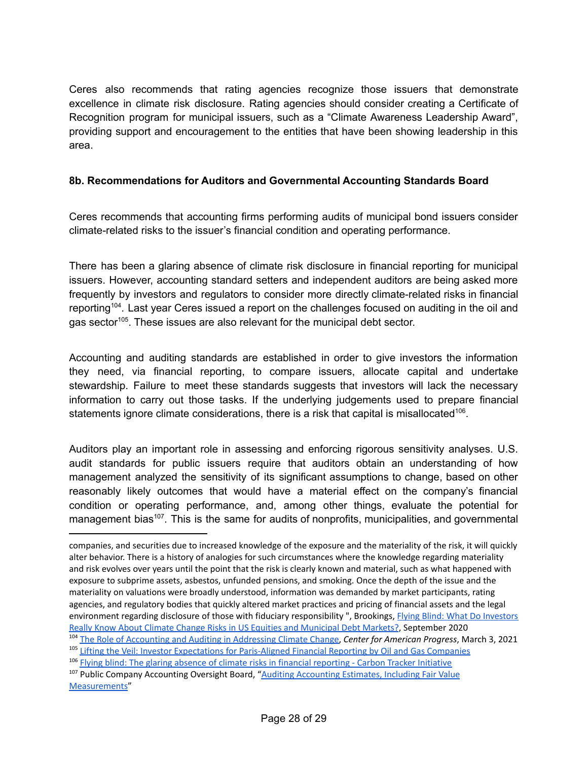Ceres also recommends that rating agencies recognize those issuers that demonstrate excellence in climate risk disclosure. Rating agencies should consider creating a Certificate of Recognition program for municipal issuers, such as a "Climate Awareness Leadership Award", providing support and encouragement to the entities that have been showing leadership in this area.

### 8b. Recommendations for Auditors and Governmental Accounting Standards Board

Ceres recommends that accounting firms performing audits of municipal bond issuers consider climate-related risks to the issuer's financial condition and operating performance.

There has been a glaring absence of climate risk disclosure in financial reporting for municipal issuers. However, accounting standard setters and independent auditors are being asked more frequently by investors and regulators to consider more directly climate-related risks in financial reporting[104]. Last year Ceres issued a report on the challenges focused on auditing in the oil and gas sector[105]. These issues are also relevant for the municipal debt sector.

Accounting and auditing standards are established in order to give investors the information they need, via financial reporting, to compare issuers, allocate capital and undertake stewardship. Failure to meet these standards suggests that investors will lack the necessary information to carry out those tasks. If the underlying judgements used to prepare financial statements ignore climate considerations, there is a risk that capital is misallocated[106].

Auditors play an important role in assessing and enforcing rigorous sensitivity analyses. U.S. audit standards for public issuers require that auditors obtain an understanding of how management analyzed the sensitivity of its significant assumptions to change, based on other reasonably likely outcomes that would have a material effect on the company's financial condition or operating performance, and, among other things, evaluate the potential for management bias[107]. This is the same for audits of nonprofits, municipalities, and governmental

---

companies, and securities due to increased knowledge of the exposure and the materiality of the risk, it will quickly alter behavior. There is a history of analogies for such circumstances where the knowledge regarding materiality and risk evolves over years until the point that the risk is clearly known and material, such as what happened with exposure to subprime assets, asbestos, unfunded pensions, and smoking. Once the depth of the issue and the materiality on valuations were broadly understood, information was demanded by market participants, rating agencies, and regulatory bodies that quickly altered market practices and pricing of financial assets and the legal environment regarding disclosure of those with fiduciary responsibility ", Brookings, Flying Blind: What Do Investors Really Know About Climate Change Risks in US Equities and Municipal Debt Markets?, September 2020

[104] The Role of Accounting and Auditing in Addressing Climate Change, *Center for American Progress*, March 3, 2021

[105] Lifting the Veil: Investor Expectations for Paris-Aligned Financial Reporting by Oil and Gas Companies

[106] Flying blind: The glaring absence of climate risks in financial reporting - Carbon Tracker Initiative

[107] Public Company Accounting Oversight Board, "Auditing Accounting Estimates, Including Fair Value Measurements"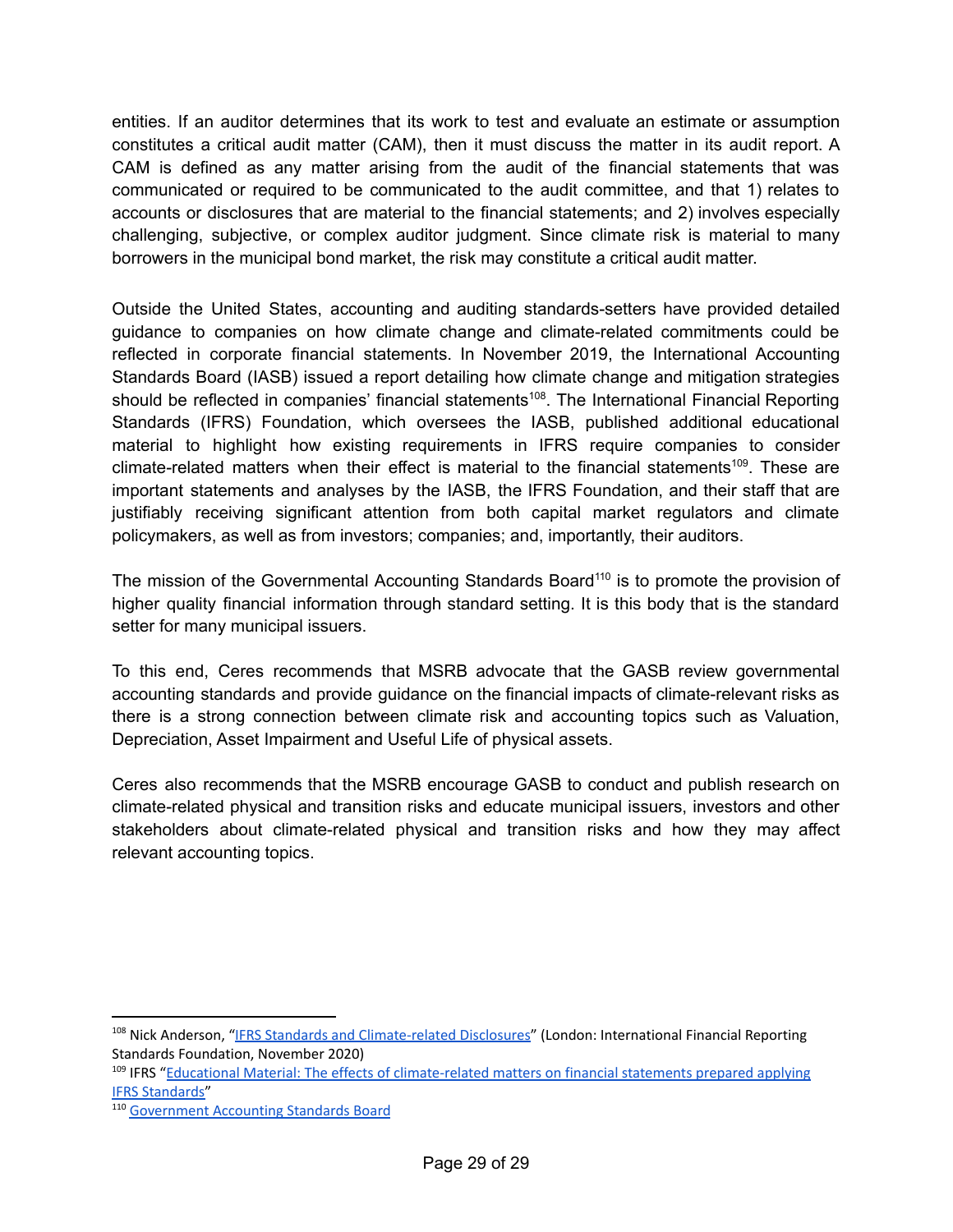entities. If an auditor determines that its work to test and evaluate an estimate or assumption constitutes a critical audit matter (CAM), then it must discuss the matter in its audit report. A CAM is defined as any matter arising from the audit of the financial statements that was communicated or required to be communicated to the audit committee, and that 1) relates to accounts or disclosures that are material to the financial statements; and 2) involves especially challenging, subjective, or complex auditor judgment. Since climate risk is material to many borrowers in the municipal bond market, the risk may constitute a critical audit matter.

Outside the United States, accounting and auditing standards-setters have provided detailed guidance to companies on how climate change and climate-related commitments could be reflected in corporate financial statements. In November 2019, the International Accounting Standards Board (IASB) issued a report detailing how climate change and mitigation strategies should be reflected in companies' financial statements[108]. The International Financial Reporting Standards (IFRS) Foundation, which oversees the IASB, published additional educational material to highlight how existing requirements in IFRS require companies to consider climate-related matters when their effect is material to the financial statements[109]. These are important statements and analyses by the IASB, the IFRS Foundation, and their staff that are justifiably receiving significant attention from both capital market regulators and climate policymakers, as well as from investors; companies; and, importantly, their auditors.

The mission of the Governmental Accounting Standards Board[110] is to promote the provision of higher quality financial information through standard setting. It is this body that is the standard setter for many municipal issuers.

To this end, Ceres recommends that MSRB advocate that the GASB review governmental accounting standards and provide guidance on the financial impacts of climate-relevant risks as there is a strong connection between climate risk and accounting topics such as Valuation, Depreciation, Asset Impairment and Useful Life of physical assets.

Ceres also recommends that the MSRB encourage GASB to conduct and publish research on climate-related physical and transition risks and educate municipal issuers, investors and other stakeholders about climate-related physical and transition risks and how they may affect relevant accounting topics.

---

[108] Nick Anderson, "IFRS Standards and Climate-related Disclosures" (London: International Financial Reporting Standards Foundation, November 2020)

[109] IFRS "Educational Material: The effects of climate-related matters on financial statements prepared applying IFRS Standards"

[110] Government Accounting Standards Board